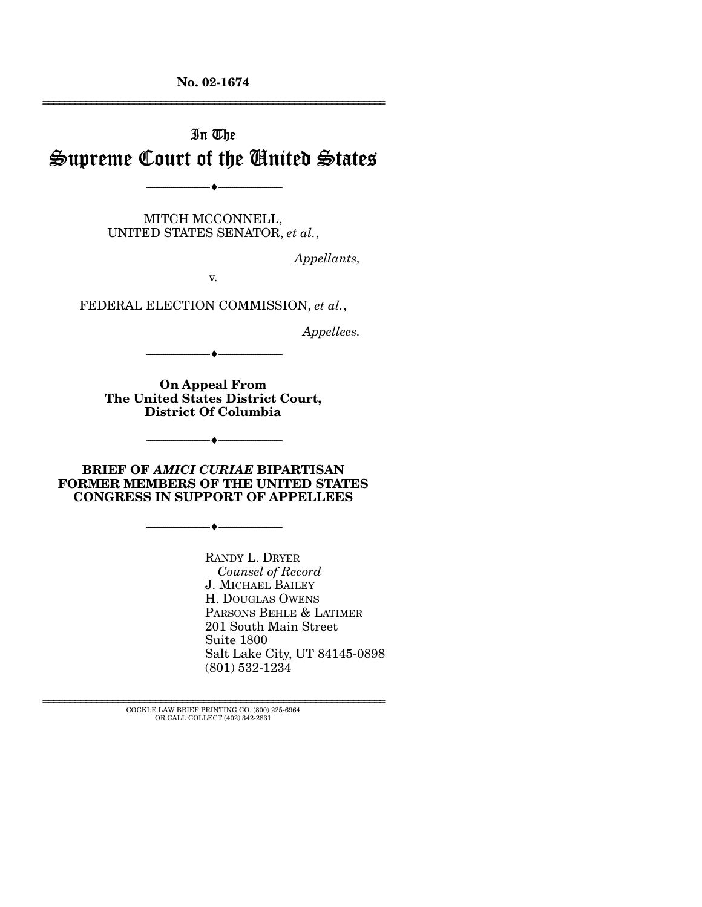**No. 02-1674**

---

# In The Supreme Court of the United States

---

MITCH MCCONNELL,
UNITED STATES SENATOR, *et al.*,

*Appellants,*

v.

FEDERAL ELECTION COMMISSION, *et al.*,

*Appellees.*

---

**On Appeal From**
**The United States District Court,**
**District Of Columbia**

---

**BRIEF OF *AMICI CURIAE* BIPARTISAN FORMER MEMBERS OF THE UNITED STATES CONGRESS IN SUPPORT OF APPELLEES**

---

RANDY L. DRYER
*Counsel of Record*
J. MICHAEL BAILEY
H. DOUGLAS OWENS
PARSONS BEHLE & LATIMER
201 South Main Street
Suite 1800
Salt Lake City, UT 84145-0898
(801) 532-1234

---

COCKLE LAW BRIEF PRINTING CO. (800) 225-6964
OR CALL COLLECT (402) 342-2831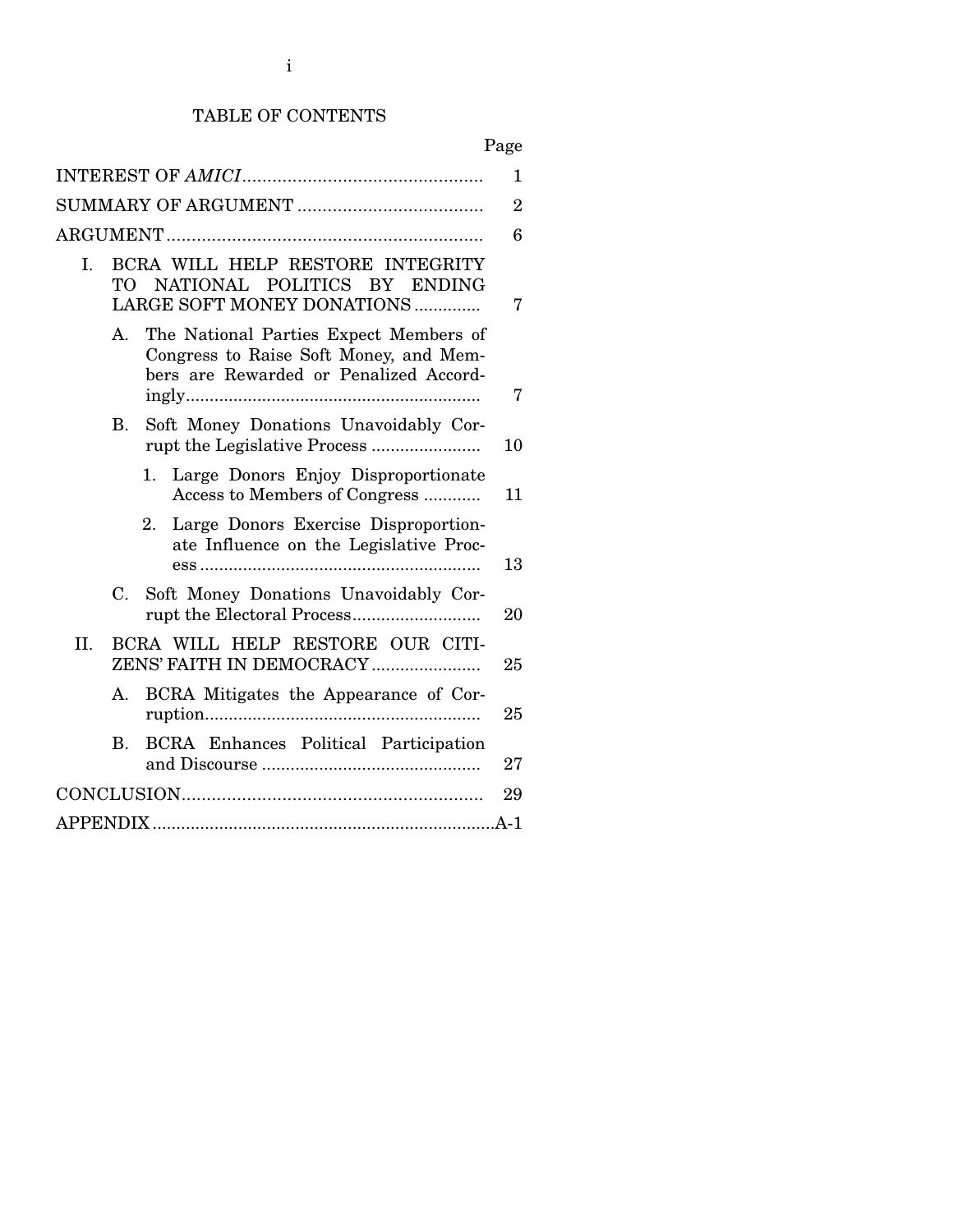# TABLE OF CONTENTS

| | Page |
|---|---|
| INTEREST OF *AMICI* | 1 |
| SUMMARY OF ARGUMENT | 2 |
| ARGUMENT | 6 |
| I. BCRA WILL HELP RESTORE INTEGRITY TO NATIONAL POLITICS BY ENDING LARGE SOFT MONEY DONATIONS | 7 |
| A. The National Parties Expect Members of Congress to Raise Soft Money, and Members are Rewarded or Penalized Accordingly | 7 |
| B. Soft Money Donations Unavoidably Corrupt the Legislative Process | 10 |
| 1. Large Donors Enjoy Disproportionate Access to Members of Congress | 11 |
| 2. Large Donors Exercise Disproportionate Influence on the Legislative Process | 13 |
| C. Soft Money Donations Unavoidably Corrupt the Electoral Process | 20 |
| II. BCRA WILL HELP RESTORE OUR CITIZENS' FAITH IN DEMOCRACY | 25 |
| A. BCRA Mitigates the Appearance of Corruption | 25 |
| B. BCRA Enhances Political Participation and Discourse | 27 |
| CONCLUSION | 29 |
| APPENDIX | A-1 |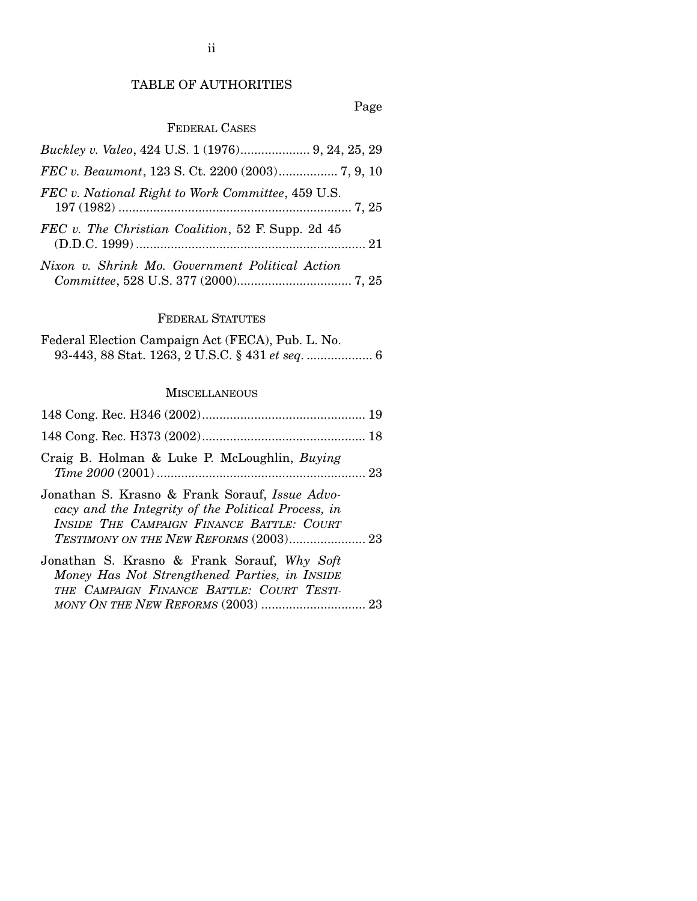# TABLE OF AUTHORITIES

Page

## FEDERAL CASES

*Buckley v. Valeo*, 424 U.S. 1 (1976).................... 9, 24, 25, 29

*FEC v. Beaumont*, 123 S. Ct. 2200 (2003)................. 7, 9, 10

*FEC v. National Right to Work Committee*, 459 U.S. 197 (1982) .................................................................. 7, 25

*FEC v. The Christian Coalition*, 52 F. Supp. 2d 45 (D.D.C. 1999) .................................................................. 21

*Nixon v. Shrink Mo. Government Political Action Committee*, 528 U.S. 377 (2000)................................. 7, 25

## FEDERAL STATUTES

Federal Election Campaign Act (FECA), Pub. L. No. 93-443, 88 Stat. 1263, 2 U.S.C. § 431 *et seq.* ................... 6

## MISCELLANEOUS

148 Cong. Rec. H346 (2002)............................................... 19

148 Cong. Rec. H373 (2002)............................................... 18

Craig B. Holman & Luke P. McLoughlin, *Buying Time 2000* (2001) ............................................................ 23

Jonathan S. Krasno & Frank Sorauf, *Issue Advocacy and the Integrity of the Political Process, in INSIDE THE CAMPAIGN FINANCE BATTLE: COURT TESTIMONY ON THE NEW REFORMS* (2003)...................... 23

Jonathan S. Krasno & Frank Sorauf, *Why Soft Money Has Not Strengthened Parties, in INSIDE THE CAMPAIGN FINANCE BATTLE: COURT TESTIMONY ON THE NEW REFORMS* (2003) .............................. 23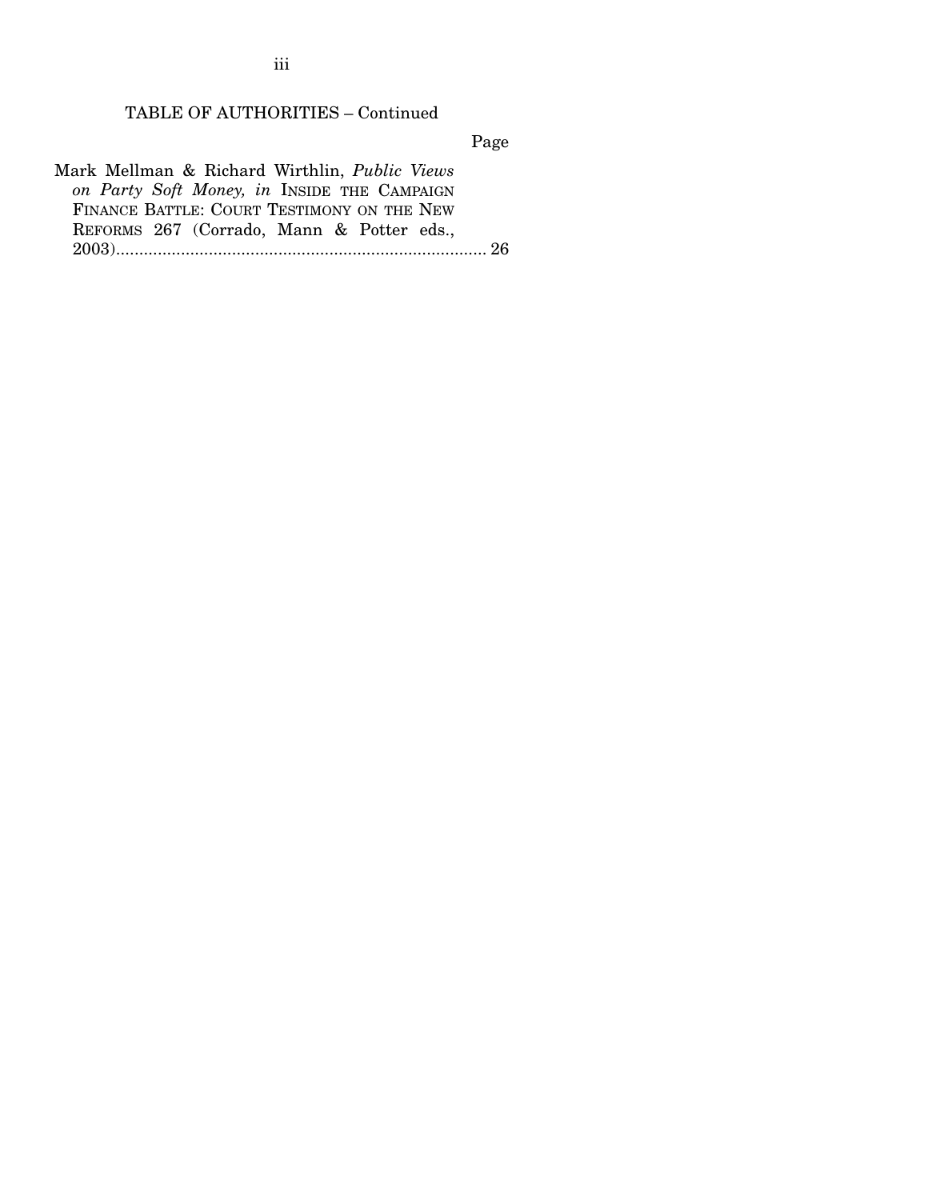TABLE OF AUTHORITIES – Continued

Page

Mark Mellman & Richard Wirthlin, *Public Views on Party Soft Money, in* INSIDE THE CAMPAIGN FINANCE BATTLE: COURT TESTIMONY ON THE NEW REFORMS 267 (Corrado, Mann & Potter eds., 2003)................................................................................ 26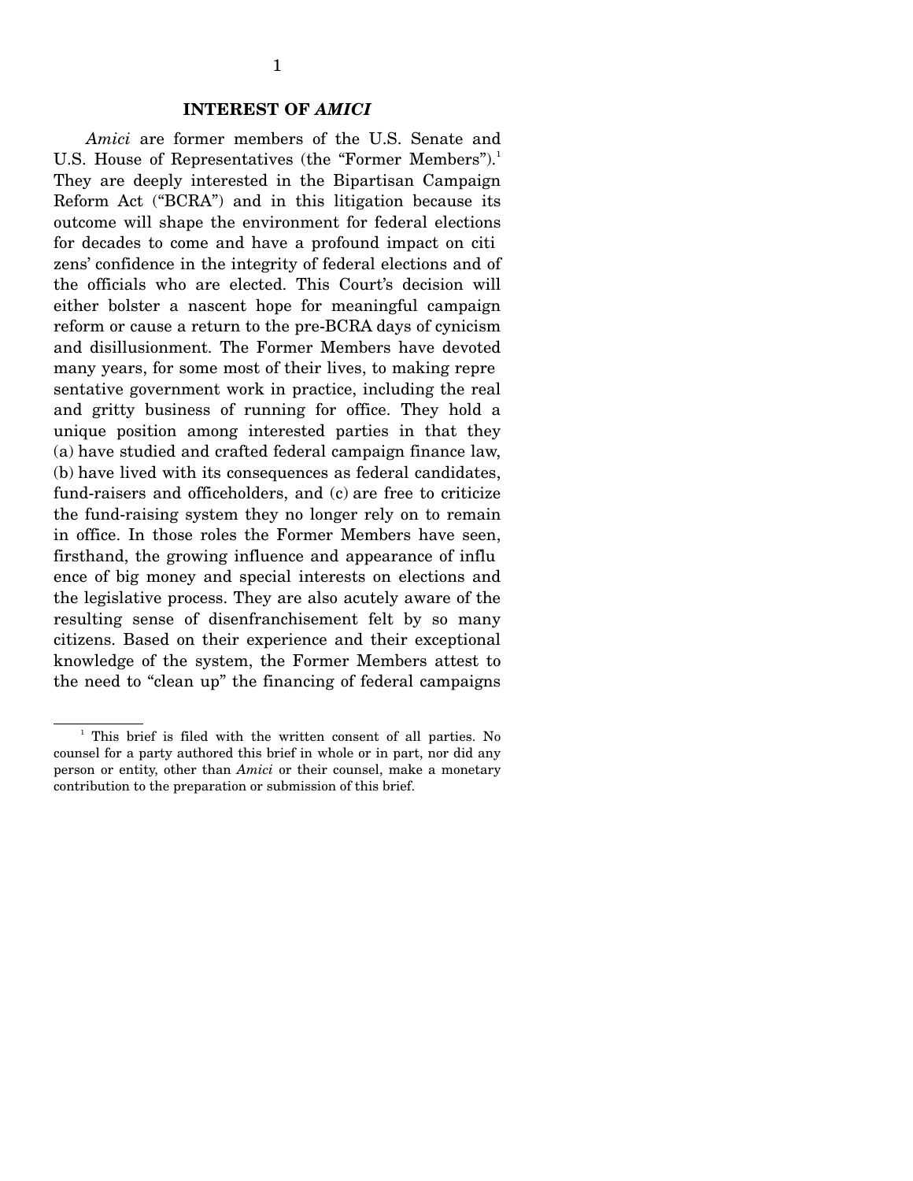## INTEREST OF *AMICI*

*Amici* are former members of the U.S. Senate and U.S. House of Representatives (the "Former Members").[1] They are deeply interested in the Bipartisan Campaign Reform Act ("BCRA") and in this litigation because its outcome will shape the environment for federal elections for decades to come and have a profound impact on citizens' confidence in the integrity of federal elections and of the officials who are elected. This Court's decision will either bolster a nascent hope for meaningful campaign reform or cause a return to the pre-BCRA days of cynicism and disillusionment. The Former Members have devoted many years, for some most of their lives, to making representative government work in practice, including the real and gritty business of running for office. They hold a unique position among interested parties in that they (a) have studied and crafted federal campaign finance law, (b) have lived with its consequences as federal candidates, fund-raisers and officeholders, and (c) are free to criticize the fund-raising system they no longer rely on to remain in office. In those roles the Former Members have seen, firsthand, the growing influence and appearance of influence of big money and special interests on elections and the legislative process. They are also acutely aware of the resulting sense of disenfranchisement felt by so many citizens. Based on their experience and their exceptional knowledge of the system, the Former Members attest to the need to "clean up" the financing of federal campaigns

---

[1] This brief is filed with the written consent of all parties. No counsel for a party authored this brief in whole or in part, nor did any person or entity, other than *Amici* or their counsel, make a monetary contribution to the preparation or submission of this brief.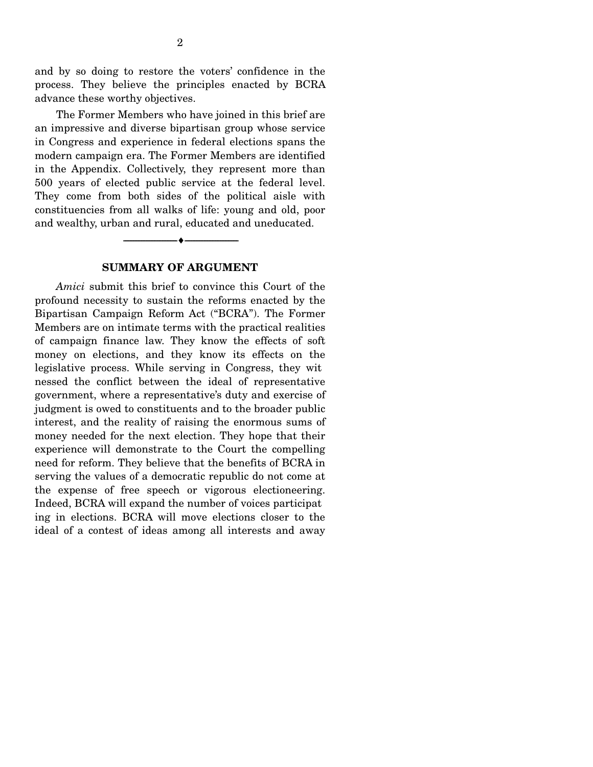and by so doing to restore the voters' confidence in the process. They believe the principles enacted by BCRA advance these worthy objectives.

The Former Members who have joined in this brief are an impressive and diverse bipartisan group whose service in Congress and experience in federal elections spans the modern campaign era. The Former Members are identified in the Appendix. Collectively, they represent more than 500 years of elected public service at the federal level. They come from both sides of the political aisle with constituencies from all walks of life: young and old, poor and wealthy, urban and rural, educated and uneducated.

---

## SUMMARY OF ARGUMENT

*Amici* submit this brief to convince this Court of the profound necessity to sustain the reforms enacted by the Bipartisan Campaign Reform Act ("BCRA"). The Former Members are on intimate terms with the practical realities of campaign finance law. They know the effects of soft money on elections, and they know its effects on the legislative process. While serving in Congress, they witnessed the conflict between the ideal of representative government, where a representative's duty and exercise of judgment is owed to constituents and to the broader public interest, and the reality of raising the enormous sums of money needed for the next election. They hope that their experience will demonstrate to the Court the compelling need for reform. They believe that the benefits of BCRA in serving the values of a democratic republic do not come at the expense of free speech or vigorous electioneering. Indeed, BCRA will expand the number of voices participating in elections. BCRA will move elections closer to the ideal of a contest of ideas among all interests and away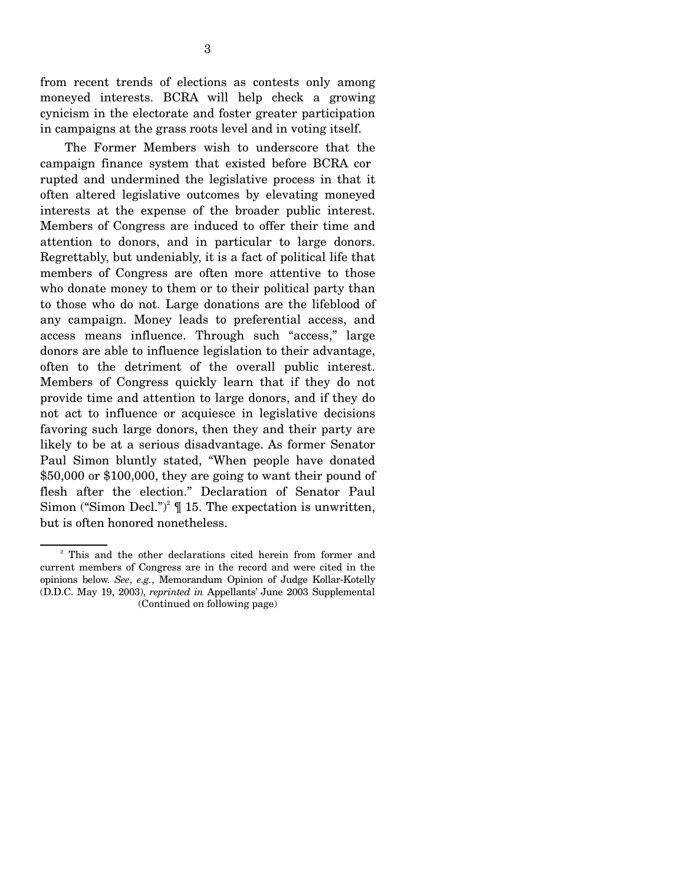from recent trends of elections as contests only among moneyed interests. BCRA will help check a growing cynicism in the electorate and foster greater participation in campaigns at the grass roots level and in voting itself.

The Former Members wish to underscore that the campaign finance system that existed before BCRA corrupted and undermined the legislative process in that it often altered legislative outcomes by elevating moneyed interests at the expense of the broader public interest. Members of Congress are induced to offer their time and attention to donors, and in particular to large donors. Regrettably, but undeniably, it is a fact of political life that members of Congress are often more attentive to those who donate money to them or to their political party than to those who do not. Large donations are the lifeblood of any campaign. Money leads to preferential access, and access means influence. Through such "access," large donors are able to influence legislation to their advantage, often to the detriment of the overall public interest. Members of Congress quickly learn that if they do not provide time and attention to large donors, and if they do not act to influence or acquiesce in legislative decisions favoring such large donors, then they and their party are likely to be at a serious disadvantage. As former Senator Paul Simon bluntly stated, "When people have donated $50,000 or $100,000, they are going to want their pound of flesh after the election." Declaration of Senator Paul Simon ("Simon Decl.")[2] ¶ 15. The expectation is unwritten, but is often honored nonetheless.

---

[2] This and the other declarations cited herein from former and current members of Congress are in the record and were cited in the opinions below. *See*, *e.g.*, Memorandum Opinion of Judge Kollar-Kotelly (D.D.C. May 19, 2003), *reprinted in* Appellants' June 2003 Supplemental (Continued on following page)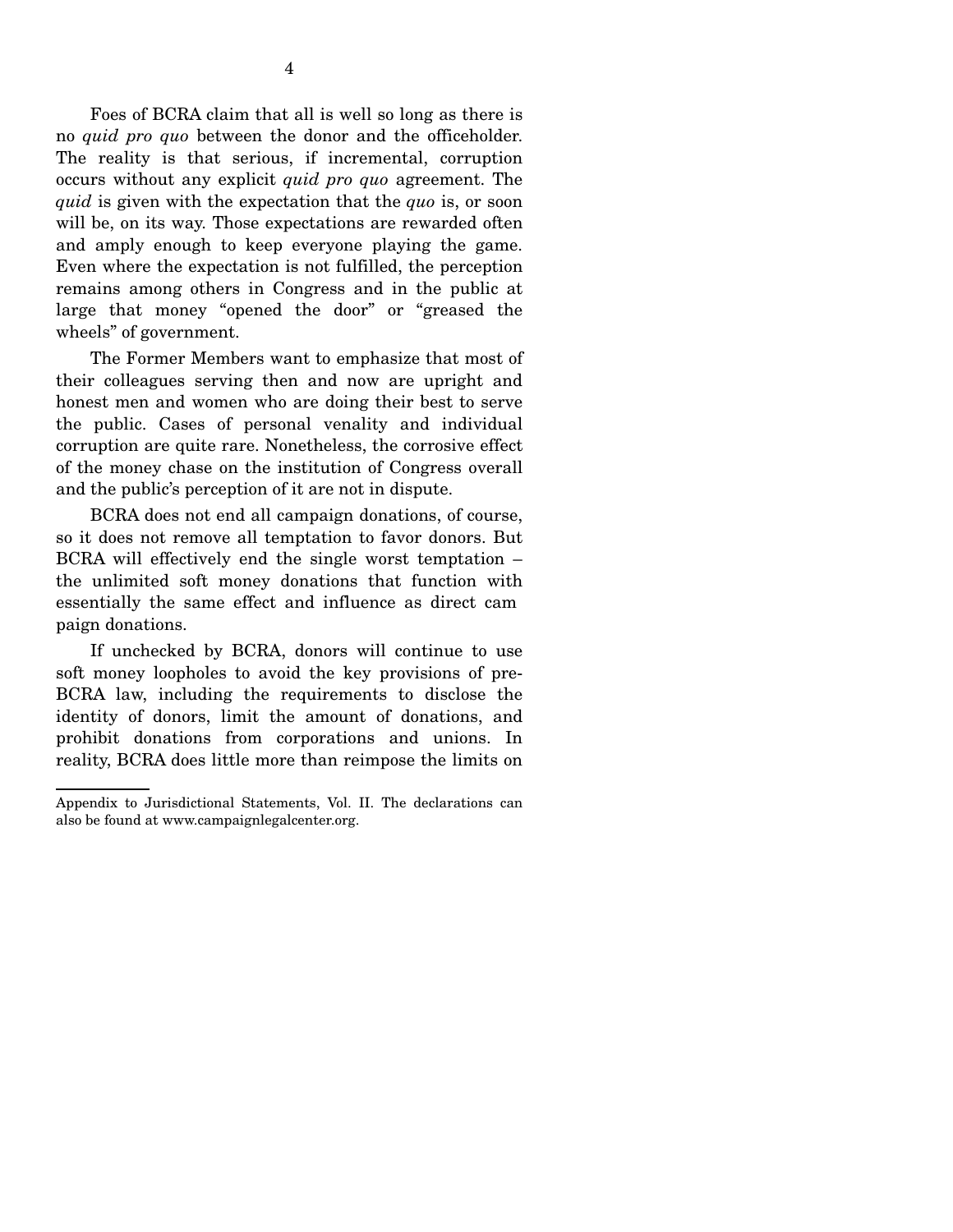Foes of BCRA claim that all is well so long as there is no *quid pro quo* between the donor and the officeholder. The reality is that serious, if incremental, corruption occurs without any explicit *quid pro quo* agreement. The *quid* is given with the expectation that the *quo* is, or soon will be, on its way. Those expectations are rewarded often and amply enough to keep everyone playing the game. Even where the expectation is not fulfilled, the perception remains among others in Congress and in the public at large that money "opened the door" or "greased the wheels" of government.

The Former Members want to emphasize that most of their colleagues serving then and now are upright and honest men and women who are doing their best to serve the public. Cases of personal venality and individual corruption are quite rare. Nonetheless, the corrosive effect of the money chase on the institution of Congress overall and the public's perception of it are not in dispute.

BCRA does not end all campaign donations, of course, so it does not remove all temptation to favor donors. But BCRA will effectively end the single worst temptation – the unlimited soft money donations that function with essentially the same effect and influence as direct campaign donations.

If unchecked by BCRA, donors will continue to use soft money loopholes to avoid the key provisions of pre-BCRA law, including the requirements to disclose the identity of donors, limit the amount of donations, and prohibit donations from corporations and unions. In reality, BCRA does little more than reimpose the limits on

---

Appendix to Jurisdictional Statements, Vol. II. The declarations can also be found at www.campaignlegalcenter.org.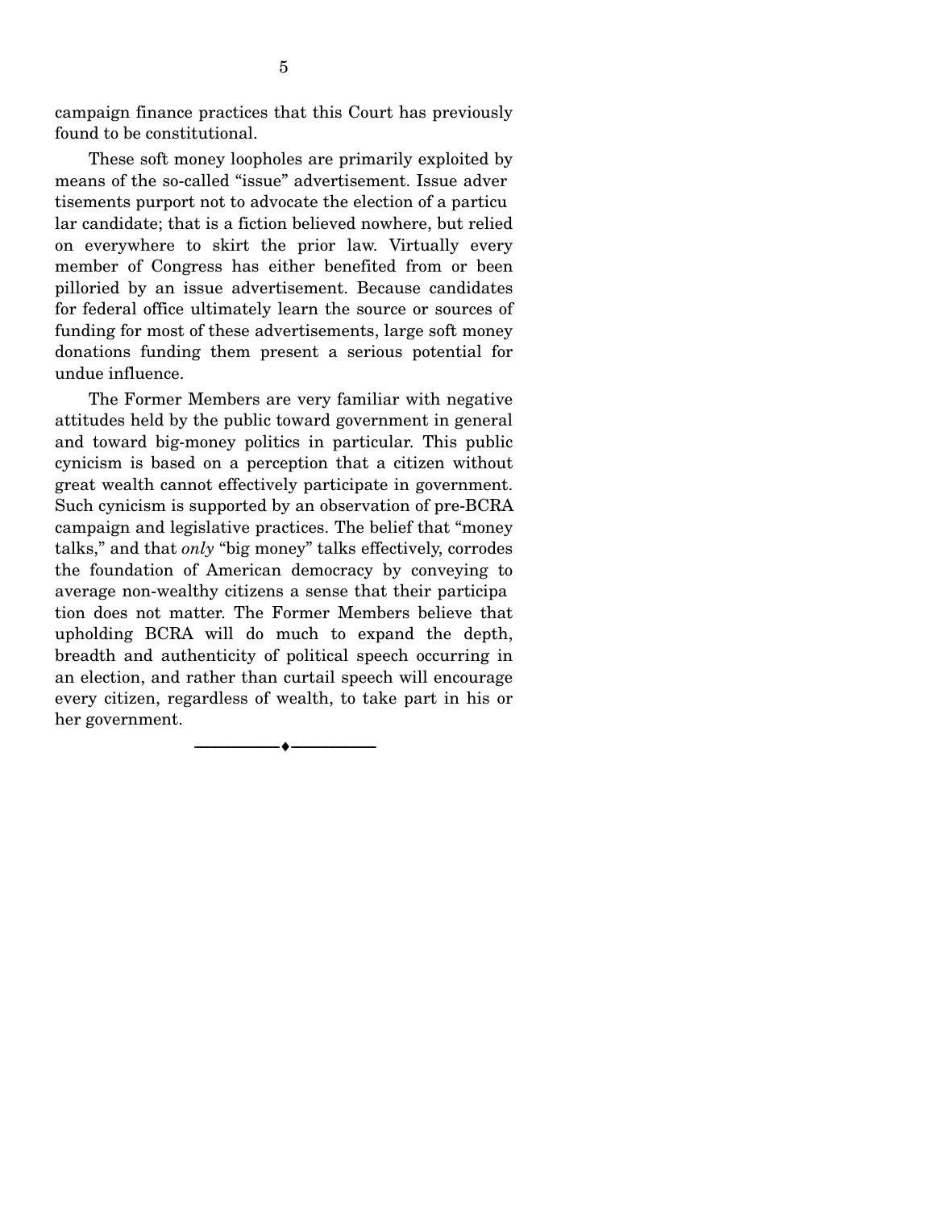campaign finance practices that this Court has previously found to be constitutional.

These soft money loopholes are primarily exploited by means of the so-called "issue" advertisement. Issue advertisements purport not to advocate the election of a particular candidate; that is a fiction believed nowhere, but relied on everywhere to skirt the prior law. Virtually every member of Congress has either benefited from or been pilloried by an issue advertisement. Because candidates for federal office ultimately learn the source or sources of funding for most of these advertisements, large soft money donations funding them present a serious potential for undue influence.

The Former Members are very familiar with negative attitudes held by the public toward government in general and toward big-money politics in particular. This public cynicism is based on a perception that a citizen without great wealth cannot effectively participate in government. Such cynicism is supported by an observation of pre-BCRA campaign and legislative practices. The belief that "money talks," and that *only* "big money" talks effectively, corrodes the foundation of American democracy by conveying to average non-wealthy citizens a sense that their participation does not matter. The Former Members believe that upholding BCRA will do much to expand the depth, breadth and authenticity of political speech occurring in an election, and rather than curtail speech will encourage every citizen, regardless of wealth, to take part in his or her government.

---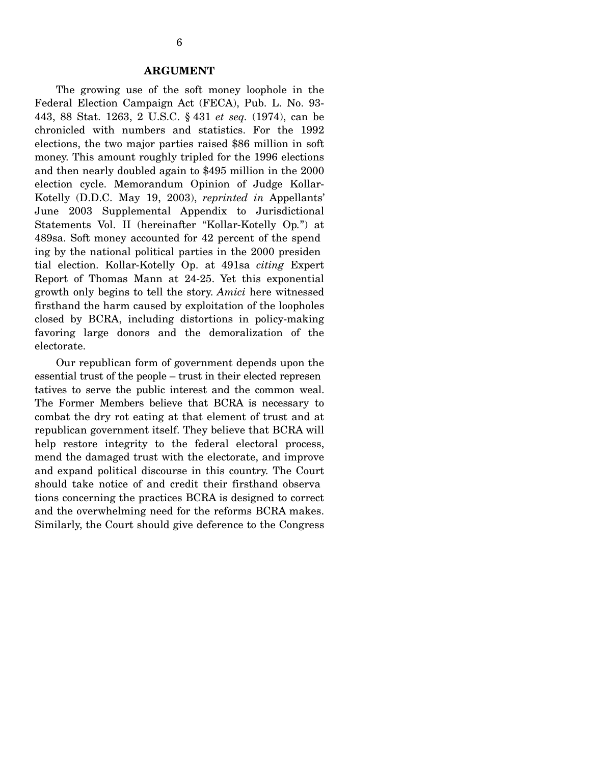## ARGUMENT

The growing use of the soft money loophole in the Federal Election Campaign Act (FECA), Pub. L. No. 93-443, 88 Stat. 1263, 2 U.S.C. § 431 *et seq.* (1974), can be chronicled with numbers and statistics. For the 1992 elections, the two major parties raised $86 million in soft money. This amount roughly tripled for the 1996 elections and then nearly doubled again to $495 million in the 2000 election cycle. Memorandum Opinion of Judge Kollar-Kotelly (D.D.C. May 19, 2003), *reprinted in* Appellants' June 2003 Supplemental Appendix to Jurisdictional Statements Vol. II (hereinafter "Kollar-Kotelly Op.") at 489sa. Soft money accounted for 42 percent of the spending by the national political parties in the 2000 presidential election. Kollar-Kotelly Op. at 491sa *citing* Expert Report of Thomas Mann at 24-25. Yet this exponential growth only begins to tell the story. *Amici* here witnessed firsthand the harm caused by exploitation of the loopholes closed by BCRA, including distortions in policy-making favoring large donors and the demoralization of the electorate.

Our republican form of government depends upon the essential trust of the people – trust in their elected representatives to serve the public interest and the common weal. The Former Members believe that BCRA is necessary to combat the dry rot eating at that element of trust and at republican government itself. They believe that BCRA will help restore integrity to the federal electoral process, mend the damaged trust with the electorate, and improve and expand political discourse in this country. The Court should take notice of and credit their firsthand observations concerning the practices BCRA is designed to correct and the overwhelming need for the reforms BCRA makes. Similarly, the Court should give deference to the Congress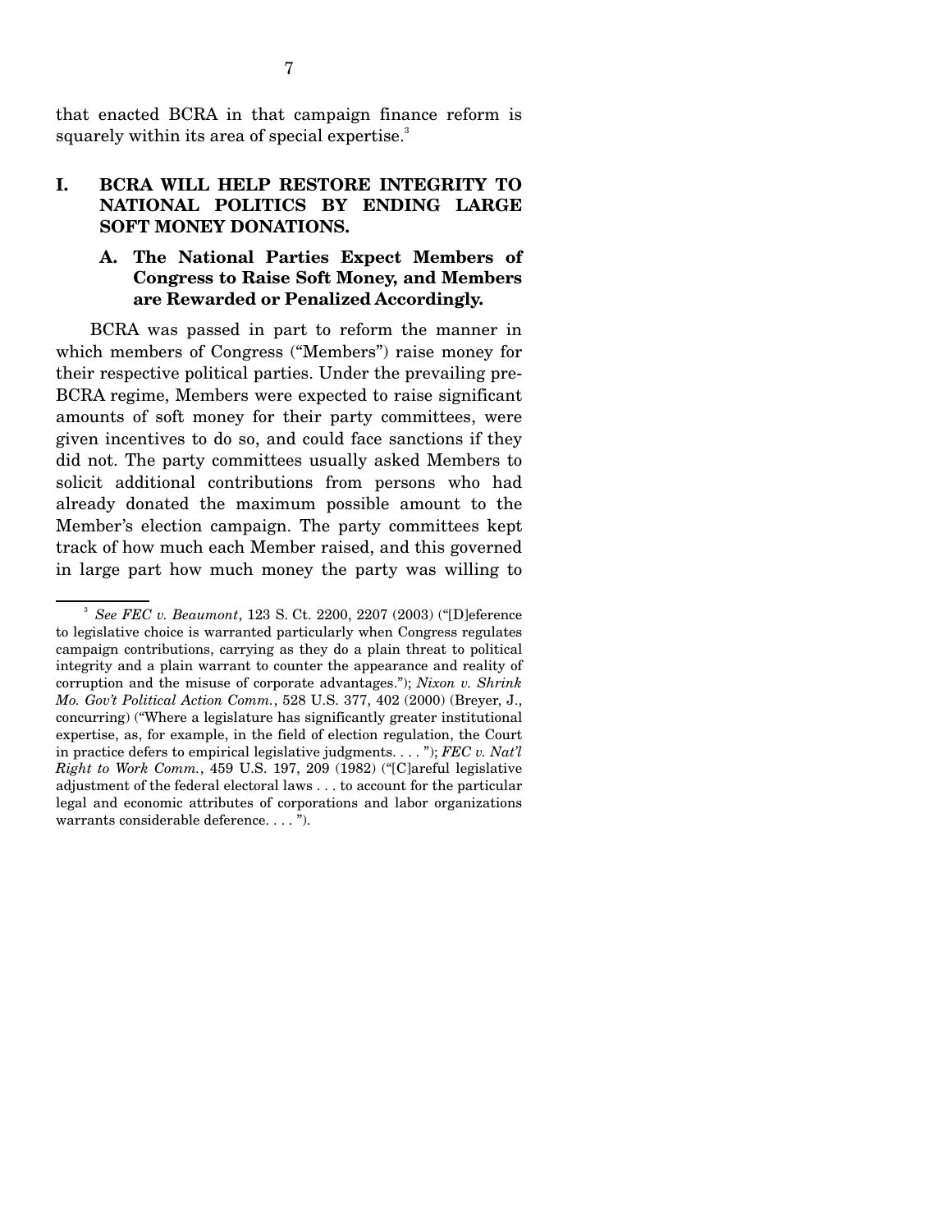that enacted BCRA in that campaign finance reform is squarely within its area of special expertise.[3]

## I. BCRA WILL HELP RESTORE INTEGRITY TO NATIONAL POLITICS BY ENDING LARGE SOFT MONEY DONATIONS.

### A. The National Parties Expect Members of Congress to Raise Soft Money, and Members are Rewarded or Penalized Accordingly.

BCRA was passed in part to reform the manner in which members of Congress ("Members") raise money for their respective political parties. Under the prevailing pre-BCRA regime, Members were expected to raise significant amounts of soft money for their party committees, were given incentives to do so, and could face sanctions if they did not. The party committees usually asked Members to solicit additional contributions from persons who had already donated the maximum possible amount to the Member's election campaign. The party committees kept track of how much each Member raised, and this governed in large part how much money the party was willing to

---

[3] *See FEC v. Beaumont*, 123 S. Ct. 2200, 2207 (2003) ("[D]eference to legislative choice is warranted particularly when Congress regulates campaign contributions, carrying as they do a plain threat to political integrity and a plain warrant to counter the appearance and reality of corruption and the misuse of corporate advantages."); *Nixon v. Shrink Mo. Gov't Political Action Comm.*, 528 U.S. 377, 402 (2000) (Breyer, J., concurring) ("Where a legislature has significantly greater institutional expertise, as, for example, in the field of election regulation, the Court in practice defers to empirical legislative judgments. . . . "); *FEC v. Nat'l Right to Work Comm.*, 459 U.S. 197, 209 (1982) ("[C]areful legislative adjustment of the federal electoral laws . . . to account for the particular legal and economic attributes of corporations and labor organizations warrants considerable deference. . . . ").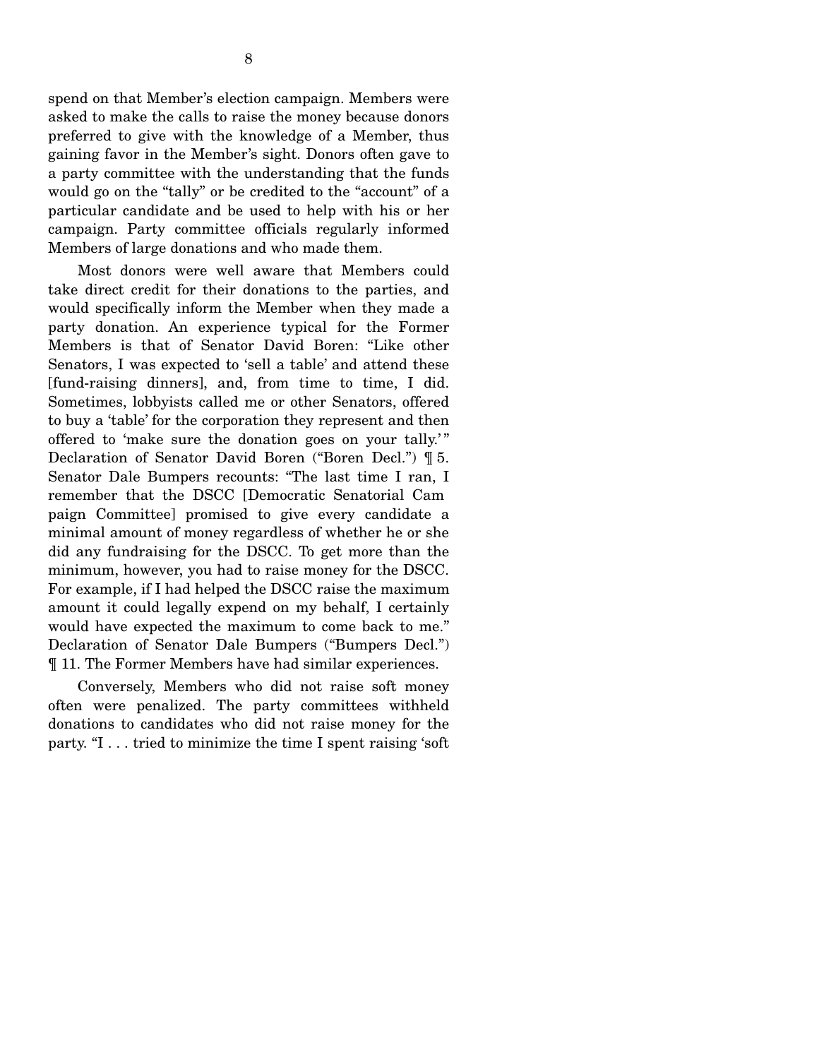spend on that Member's election campaign. Members were asked to make the calls to raise the money because donors preferred to give with the knowledge of a Member, thus gaining favor in the Member's sight. Donors often gave to a party committee with the understanding that the funds would go on the "tally" or be credited to the "account" of a particular candidate and be used to help with his or her campaign. Party committee officials regularly informed Members of large donations and who made them.

Most donors were well aware that Members could take direct credit for their donations to the parties, and would specifically inform the Member when they made a party donation. An experience typical for the Former Members is that of Senator David Boren: "Like other Senators, I was expected to 'sell a table' and attend these [fund-raising dinners], and, from time to time, I did. Sometimes, lobbyists called me or other Senators, offered to buy a 'table' for the corporation they represent and then offered to 'make sure the donation goes on your tally.'" Declaration of Senator David Boren ("Boren Decl.") ¶ 5. Senator Dale Bumpers recounts: "The last time I ran, I remember that the DSCC [Democratic Senatorial Campaign Committee] promised to give every candidate a minimal amount of money regardless of whether he or she did any fundraising for the DSCC. To get more than the minimum, however, you had to raise money for the DSCC. For example, if I had helped the DSCC raise the maximum amount it could legally expend on my behalf, I certainly would have expected the maximum to come back to me." Declaration of Senator Dale Bumpers ("Bumpers Decl.") ¶ 11. The Former Members have had similar experiences.

Conversely, Members who did not raise soft money often were penalized. The party committees withheld donations to candidates who did not raise money for the party. "I . . . tried to minimize the time I spent raising 'soft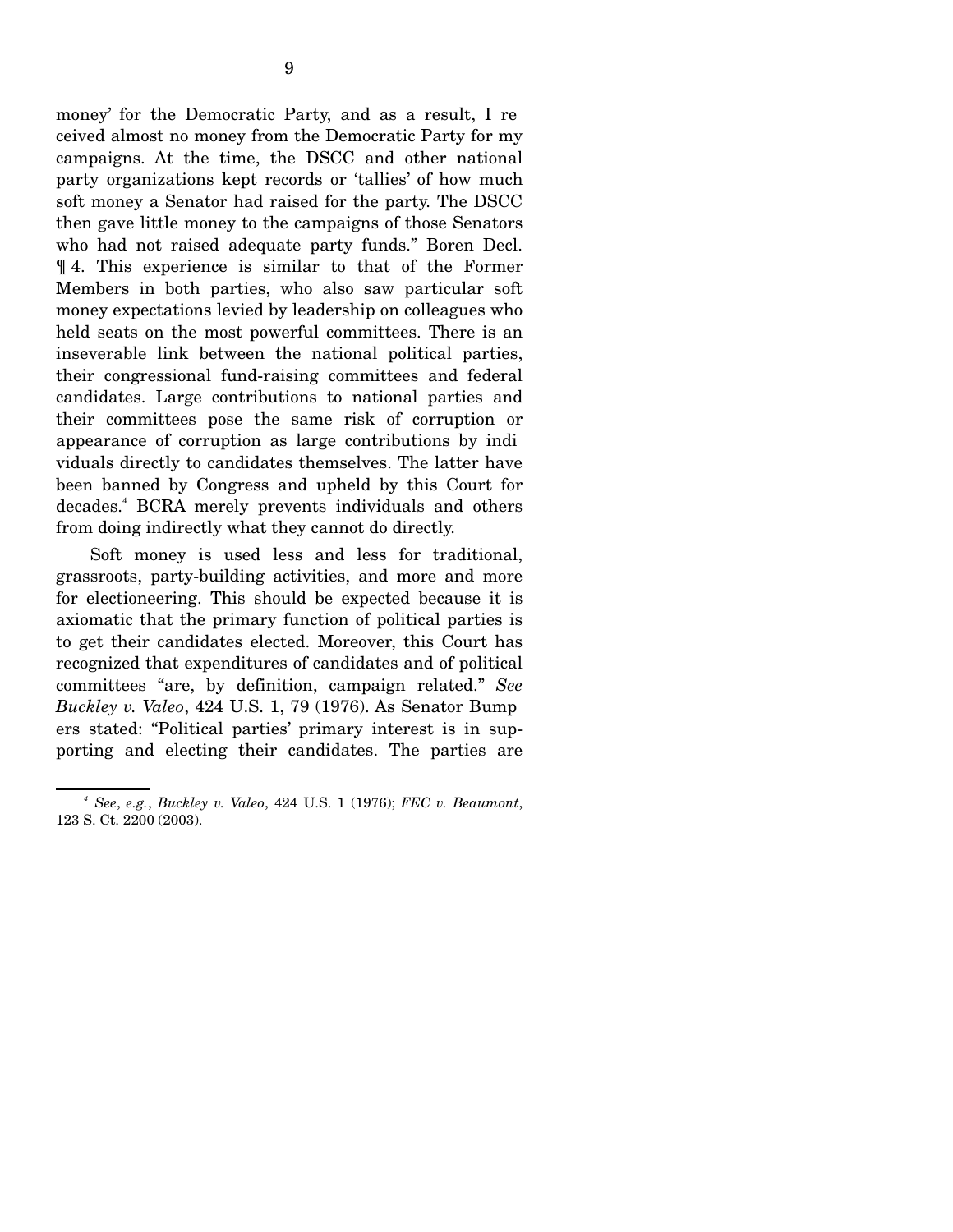money' for the Democratic Party, and as a result, I received almost no money from the Democratic Party for my campaigns. At the time, the DSCC and other national party organizations kept records or 'tallies' of how much soft money a Senator had raised for the party. The DSCC then gave little money to the campaigns of those Senators who had not raised adequate party funds." Boren Decl. ¶ 4. This experience is similar to that of the Former Members in both parties, who also saw particular soft money expectations levied by leadership on colleagues who held seats on the most powerful committees. There is an inseverable link between the national political parties, their congressional fund-raising committees and federal candidates. Large contributions to national parties and their committees pose the same risk of corruption or appearance of corruption as large contributions by individuals directly to candidates themselves. The latter have been banned by Congress and upheld by this Court for decades.[4] BCRA merely prevents individuals and others from doing indirectly what they cannot do directly.

Soft money is used less and less for traditional, grassroots, party-building activities, and more and more for electioneering. This should be expected because it is axiomatic that the primary function of political parties is to get their candidates elected. Moreover, this Court has recognized that expenditures of candidates and of political committees "are, by definition, campaign related." *See Buckley v. Valeo*, 424 U.S. 1, 79 (1976). As Senator Bumpers stated: "Political parties' primary interest is in supporting and electing their candidates. The parties are

---

[4] *See*, *e.g.*, *Buckley v. Valeo*, 424 U.S. 1 (1976); *FEC v. Beaumont*, 123 S. Ct. 2200 (2003).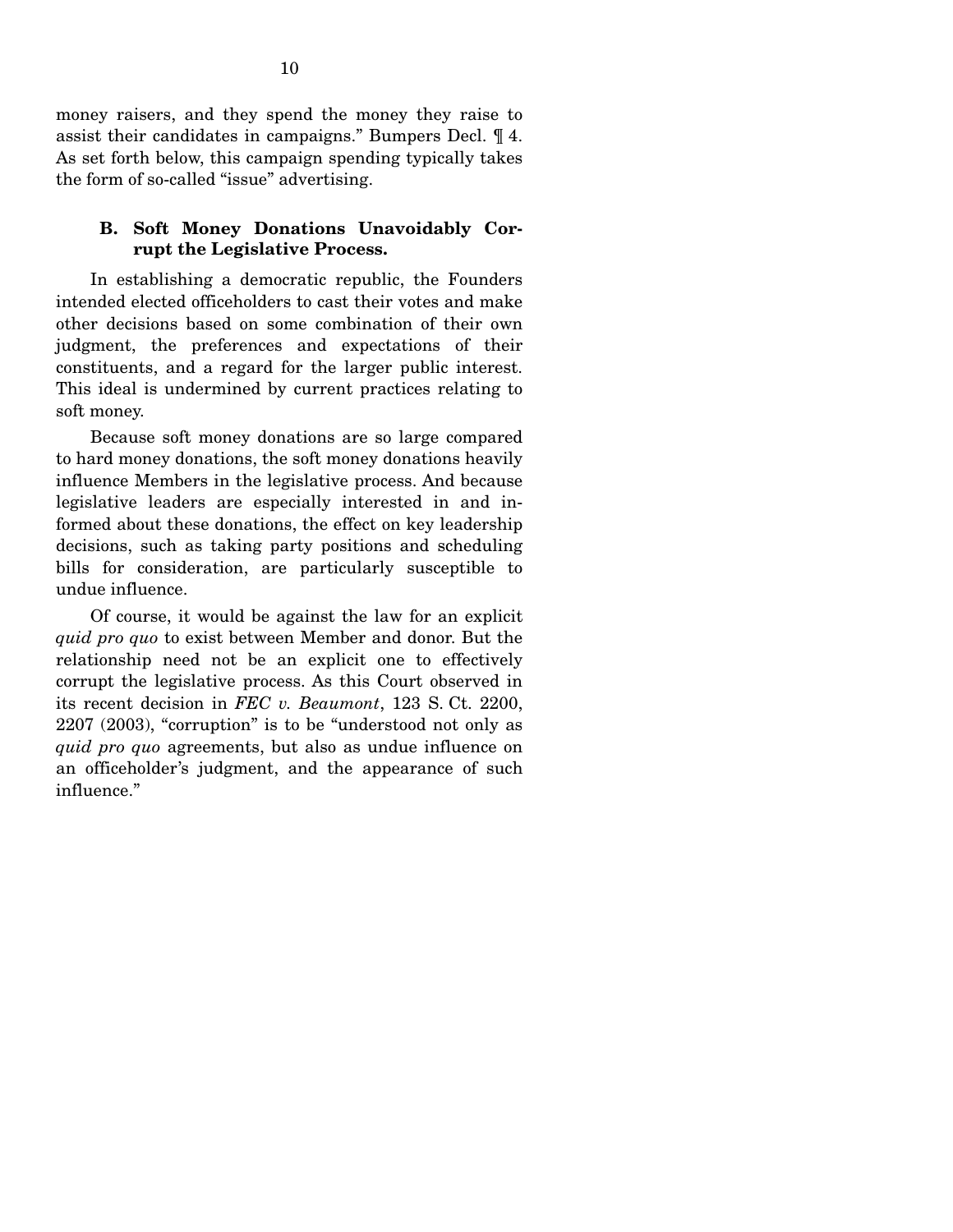money raisers, and they spend the money they raise to assist their candidates in campaigns." Bumpers Decl. ¶ 4. As set forth below, this campaign spending typically takes the form of so-called "issue" advertising.

### B. Soft Money Donations Unavoidably Corrupt the Legislative Process.

In establishing a democratic republic, the Founders intended elected officeholders to cast their votes and make other decisions based on some combination of their own judgment, the preferences and expectations of their constituents, and a regard for the larger public interest. This ideal is undermined by current practices relating to soft money.

Because soft money donations are so large compared to hard money donations, the soft money donations heavily influence Members in the legislative process. And because legislative leaders are especially interested in and informed about these donations, the effect on key leadership decisions, such as taking party positions and scheduling bills for consideration, are particularly susceptible to undue influence.

Of course, it would be against the law for an explicit *quid pro quo* to exist between Member and donor. But the relationship need not be an explicit one to effectively corrupt the legislative process. As this Court observed in its recent decision in ***FEC v. Beaumont***, 123 S. Ct. 2200, 2207 (2003), "corruption" is to be "understood not only as *quid pro quo* agreements, but also as undue influence on an officeholder's judgment, and the appearance of such influence."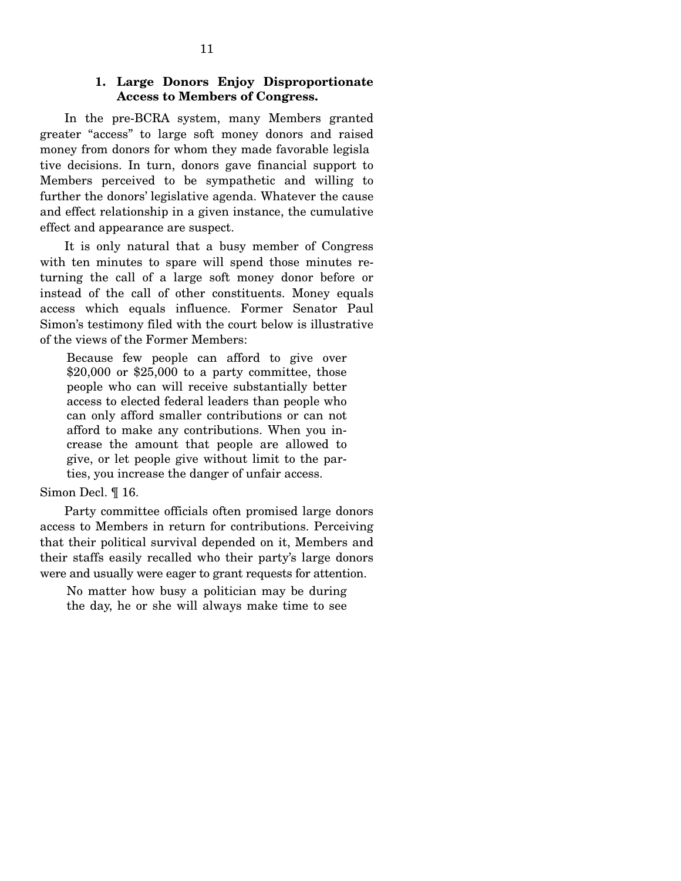### 1. Large Donors Enjoy Disproportionate Access to Members of Congress.

In the pre-BCRA system, many Members granted greater "access" to large soft money donors and raised money from donors for whom they made favorable legislative decisions. In turn, donors gave financial support to Members perceived to be sympathetic and willing to further the donors' legislative agenda. Whatever the cause and effect relationship in a given instance, the cumulative effect and appearance are suspect.

It is only natural that a busy member of Congress with ten minutes to spare will spend those minutes returning the call of a large soft money donor before or instead of the call of other constituents. Money equals access which equals influence. Former Senator Paul Simon's testimony filed with the court below is illustrative of the views of the Former Members:

> Because few people can afford to give over \$20,000 or \$25,000 to a party committee, those people who can will receive substantially better access to elected federal leaders than people who can only afford smaller contributions or can not afford to make any contributions. When you increase the amount that people are allowed to give, or let people give without limit to the parties, you increase the danger of unfair access.

Simon Decl. ¶ 16.

Party committee officials often promised large donors access to Members in return for contributions. Perceiving that their political survival depended on it, Members and their staffs easily recalled who their party's large donors were and usually were eager to grant requests for attention.

> No matter how busy a politician may be during the day, he or she will always make time to see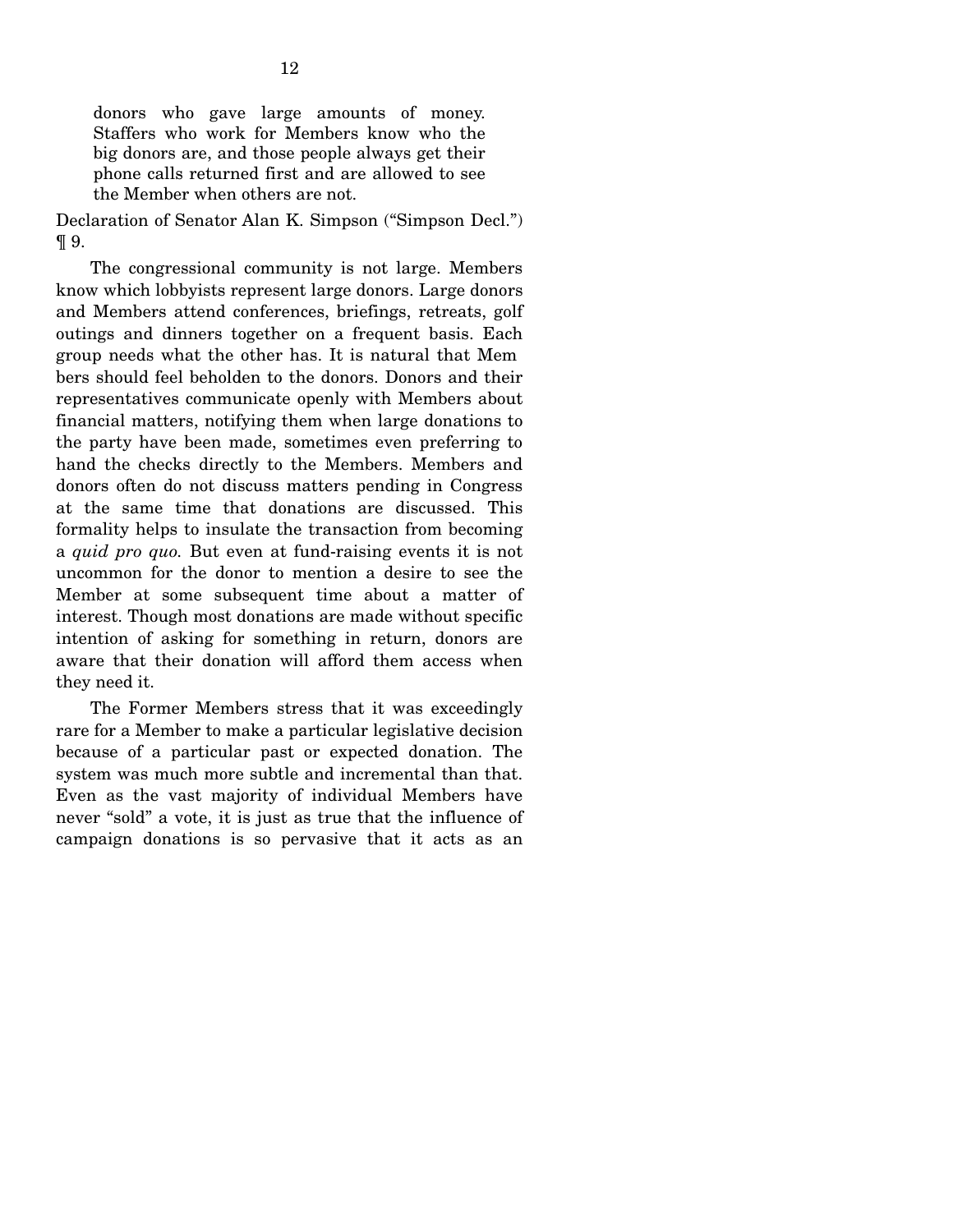> donors who gave large amounts of money. Staffers who work for Members know who the big donors are, and those people always get their phone calls returned first and are allowed to see the Member when others are not.

Declaration of Senator Alan K. Simpson ("Simpson Decl.") ¶ 9.

The congressional community is not large. Members know which lobbyists represent large donors. Large donors and Members attend conferences, briefings, retreats, golf outings and dinners together on a frequent basis. Each group needs what the other has. It is natural that Members should feel beholden to the donors. Donors and their representatives communicate openly with Members about financial matters, notifying them when large donations to the party have been made, sometimes even preferring to hand the checks directly to the Members. Members and donors often do not discuss matters pending in Congress at the same time that donations are discussed. This formality helps to insulate the transaction from becoming a *quid pro quo.* But even at fund-raising events it is not uncommon for the donor to mention a desire to see the Member at some subsequent time about a matter of interest. Though most donations are made without specific intention of asking for something in return, donors are aware that their donation will afford them access when they need it.

The Former Members stress that it was exceedingly rare for a Member to make a particular legislative decision because of a particular past or expected donation. The system was much more subtle and incremental than that. Even as the vast majority of individual Members have never "sold" a vote, it is just as true that the influence of campaign donations is so pervasive that it acts as an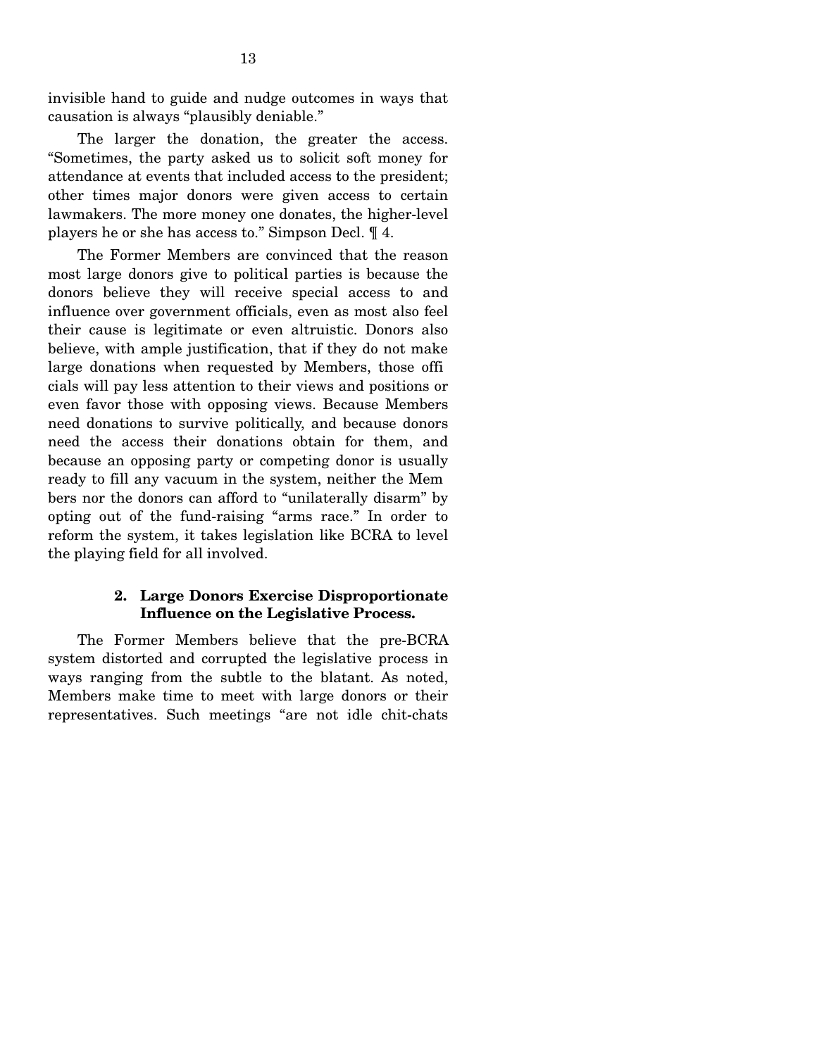invisible hand to guide and nudge outcomes in ways that causation is always "plausibly deniable."

The larger the donation, the greater the access. "Sometimes, the party asked us to solicit soft money for attendance at events that included access to the president; other times major donors were given access to certain lawmakers. The more money one donates, the higher-level players he or she has access to." Simpson Decl. ¶ 4.

The Former Members are convinced that the reason most large donors give to political parties is because the donors believe they will receive special access to and influence over government officials, even as most also feel their cause is legitimate or even altruistic. Donors also believe, with ample justification, that if they do not make large donations when requested by Members, those officials will pay less attention to their views and positions or even favor those with opposing views. Because Members need donations to survive politically, and because donors need the access their donations obtain for them, and because an opposing party or competing donor is usually ready to fill any vacuum in the system, neither the Members nor the donors can afford to "unilaterally disarm" by opting out of the fund-raising "arms race." In order to reform the system, it takes legislation like BCRA to level the playing field for all involved.

**2. Large Donors Exercise Disproportionate Influence on the Legislative Process.**

The Former Members believe that the pre-BCRA system distorted and corrupted the legislative process in ways ranging from the subtle to the blatant. As noted, Members make time to meet with large donors or their representatives. Such meetings "are not idle chit-chats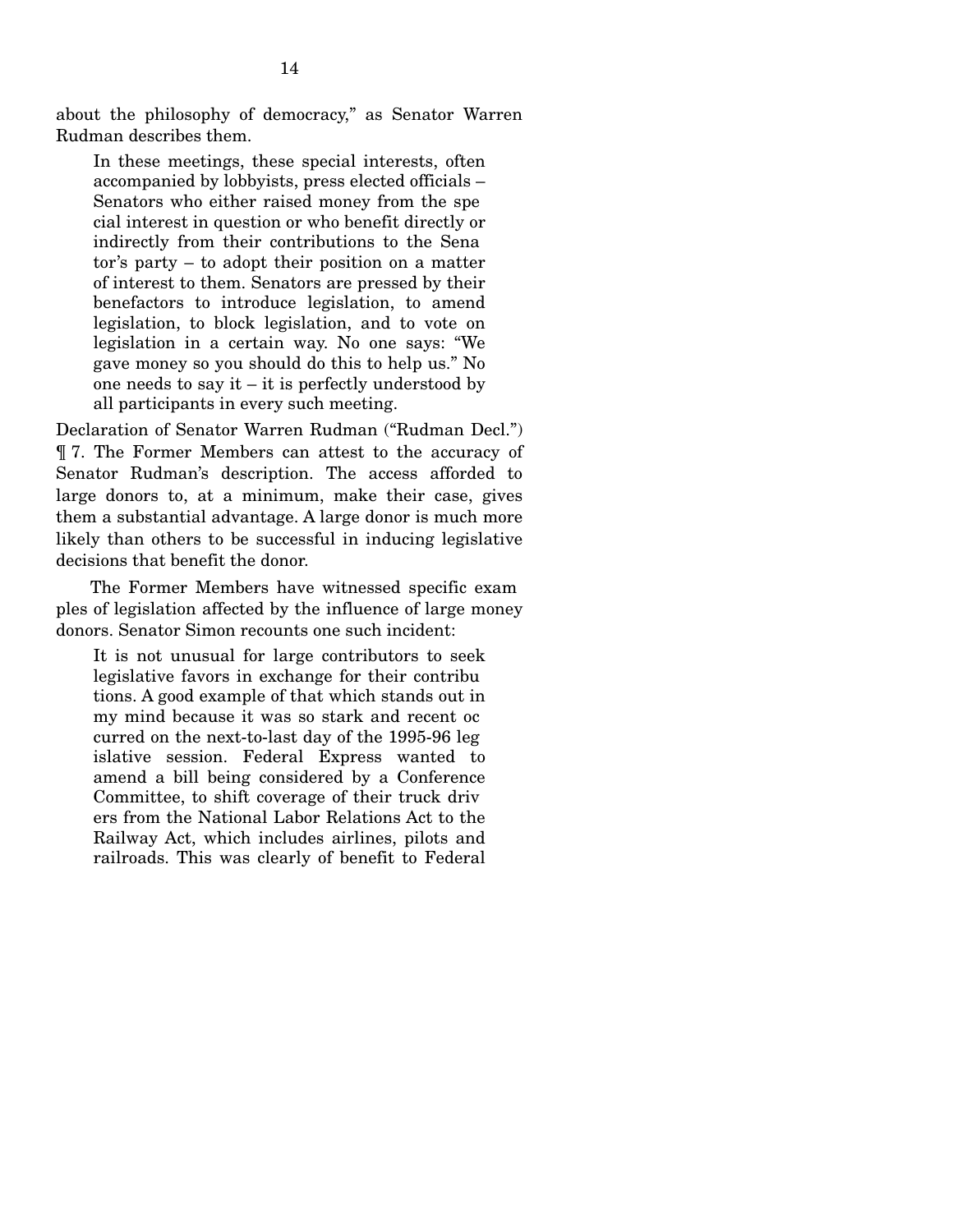about the philosophy of democracy," as Senator Warren Rudman describes them.

> In these meetings, these special interests, often accompanied by lobbyists, press elected officials – Senators who either raised money from the special interest in question or who benefit directly or indirectly from their contributions to the Senator's party – to adopt their position on a matter of interest to them. Senators are pressed by their benefactors to introduce legislation, to amend legislation, to block legislation, and to vote on legislation in a certain way. No one says: "We gave money so you should do this to help us." No one needs to say it – it is perfectly understood by all participants in every such meeting.

Declaration of Senator Warren Rudman ("Rudman Decl.") ¶ 7. The Former Members can attest to the accuracy of Senator Rudman's description. The access afforded to large donors to, at a minimum, make their case, gives them a substantial advantage. A large donor is much more likely than others to be successful in inducing legislative decisions that benefit the donor.

The Former Members have witnessed specific examples of legislation affected by the influence of large money donors. Senator Simon recounts one such incident:

> It is not unusual for large contributors to seek legislative favors in exchange for their contributions. A good example of that which stands out in my mind because it was so stark and recent occurred on the next-to-last day of the 1995-96 legislative session. Federal Express wanted to amend a bill being considered by a Conference Committee, to shift coverage of their truck drivers from the National Labor Relations Act to the Railway Act, which includes airlines, pilots and railroads. This was clearly of benefit to Federal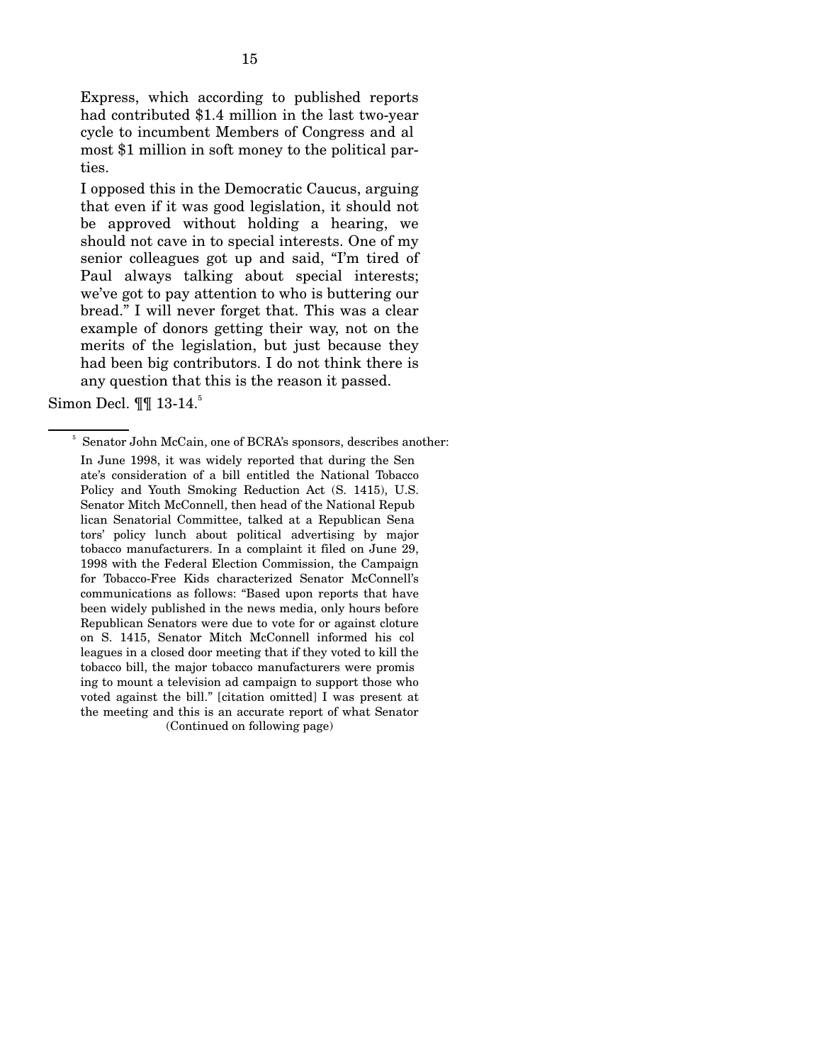> Express, which according to published reports had contributed $1.4 million in the last two-year cycle to incumbent Members of Congress and almost $1 million in soft money to the political parties.
>
> I opposed this in the Democratic Caucus, arguing that even if it was good legislation, it should not be approved without holding a hearing, we should not cave in to special interests. One of my senior colleagues got up and said, "I'm tired of Paul always talking about special interests; we've got to pay attention to who is buttering our bread." I will never forget that. This was a clear example of donors getting their way, not on the merits of the legislation, but just because they had been big contributors. I do not think there is any question that this is the reason it passed.

Simon Decl. ¶¶ 13-14.[5]

---

[5] Senator John McCain, one of BCRA's sponsors, describes another:

> In June 1998, it was widely reported that during the Senate's consideration of a bill entitled the National Tobacco Policy and Youth Smoking Reduction Act (S. 1415), U.S. Senator Mitch McConnell, then head of the National Republican Senatorial Committee, talked at a Republican Senators' policy lunch about political advertising by major tobacco manufacturers. In a complaint it filed on June 29, 1998 with the Federal Election Commission, the Campaign for Tobacco-Free Kids characterized Senator McConnell's communications as follows: "Based upon reports that have been widely published in the news media, only hours before Republican Senators were due to vote for or against cloture on S. 1415, Senator Mitch McConnell informed his colleagues in a closed door meeting that if they voted to kill the tobacco bill, the major tobacco manufacturers were promising to mount a television ad campaign to support those who voted against the bill." [citation omitted] I was present at the meeting and this is an accurate report of what Senator

(Continued on following page)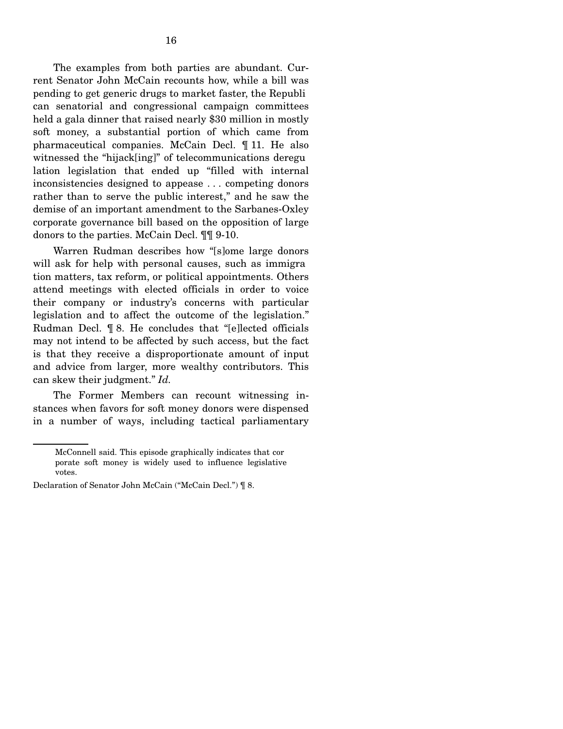The examples from both parties are abundant. Current Senator John McCain recounts how, while a bill was pending to get generic drugs to market faster, the Republican senatorial and congressional campaign committees held a gala dinner that raised nearly $30 million in mostly soft money, a substantial portion of which came from pharmaceutical companies. McCain Decl. ¶ 11. He also witnessed the "hijack[ing]" of telecommunications deregulation legislation that ended up "filled with internal inconsistencies designed to appease . . . competing donors rather than to serve the public interest," and he saw the demise of an important amendment to the Sarbanes-Oxley corporate governance bill based on the opposition of large donors to the parties. McCain Decl. ¶¶ 9-10.

Warren Rudman describes how "[s]ome large donors will ask for help with personal causes, such as immigration matters, tax reform, or political appointments. Others attend meetings with elected officials in order to voice their company or industry's concerns with particular legislation and to affect the outcome of the legislation." Rudman Decl. ¶ 8. He concludes that "[e]lected officials may not intend to be affected by such access, but the fact is that they receive a disproportionate amount of input and advice from larger, more wealthy contributors. This can skew their judgment." *Id.*

The Former Members can recount witnessing instances when favors for soft money donors were dispensed in a number of ways, including tactical parliamentary

---

> McConnell said. This episode graphically indicates that corporate soft money is widely used to influence legislative votes.

Declaration of Senator John McCain ("McCain Decl.") ¶ 8.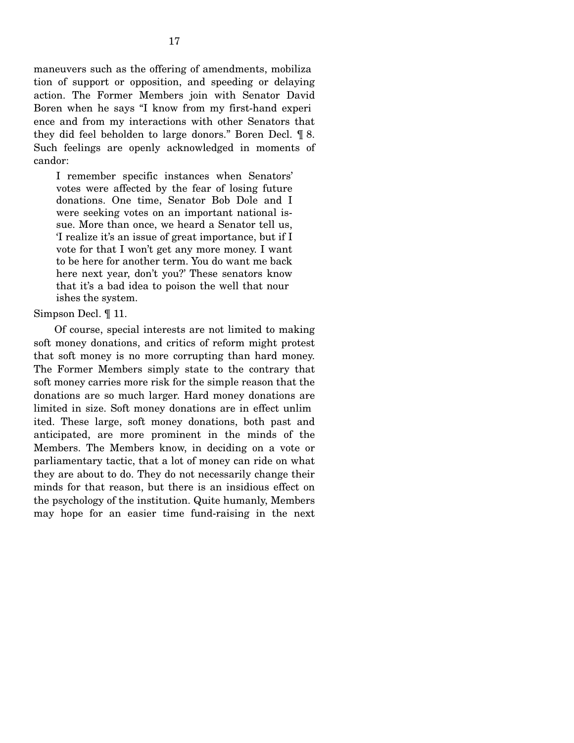maneuvers such as the offering of amendments, mobilization of support or opposition, and speeding or delaying action. The Former Members join with Senator David Boren when he says "I know from my first-hand experience and from my interactions with other Senators that they did feel beholden to large donors." Boren Decl. ¶ 8. Such feelings are openly acknowledged in moments of candor:

> I remember specific instances when Senators' votes were affected by the fear of losing future donations. One time, Senator Bob Dole and I were seeking votes on an important national issue. More than once, we heard a Senator tell us, 'I realize it's an issue of great importance, but if I vote for that I won't get any more money. I want to be here for another term. You do want me back here next year, don't you?' These senators know that it's a bad idea to poison the well that nourishes the system.

Simpson Decl. ¶ 11.

Of course, special interests are not limited to making soft money donations, and critics of reform might protest that soft money is no more corrupting than hard money. The Former Members simply state to the contrary that soft money carries more risk for the simple reason that the donations are so much larger. Hard money donations are limited in size. Soft money donations are in effect unlimited. These large, soft money donations, both past and anticipated, are more prominent in the minds of the Members. The Members know, in deciding on a vote or parliamentary tactic, that a lot of money can ride on what they are about to do. They do not necessarily change their minds for that reason, but there is an insidious effect on the psychology of the institution. Quite humanly, Members may hope for an easier time fund-raising in the next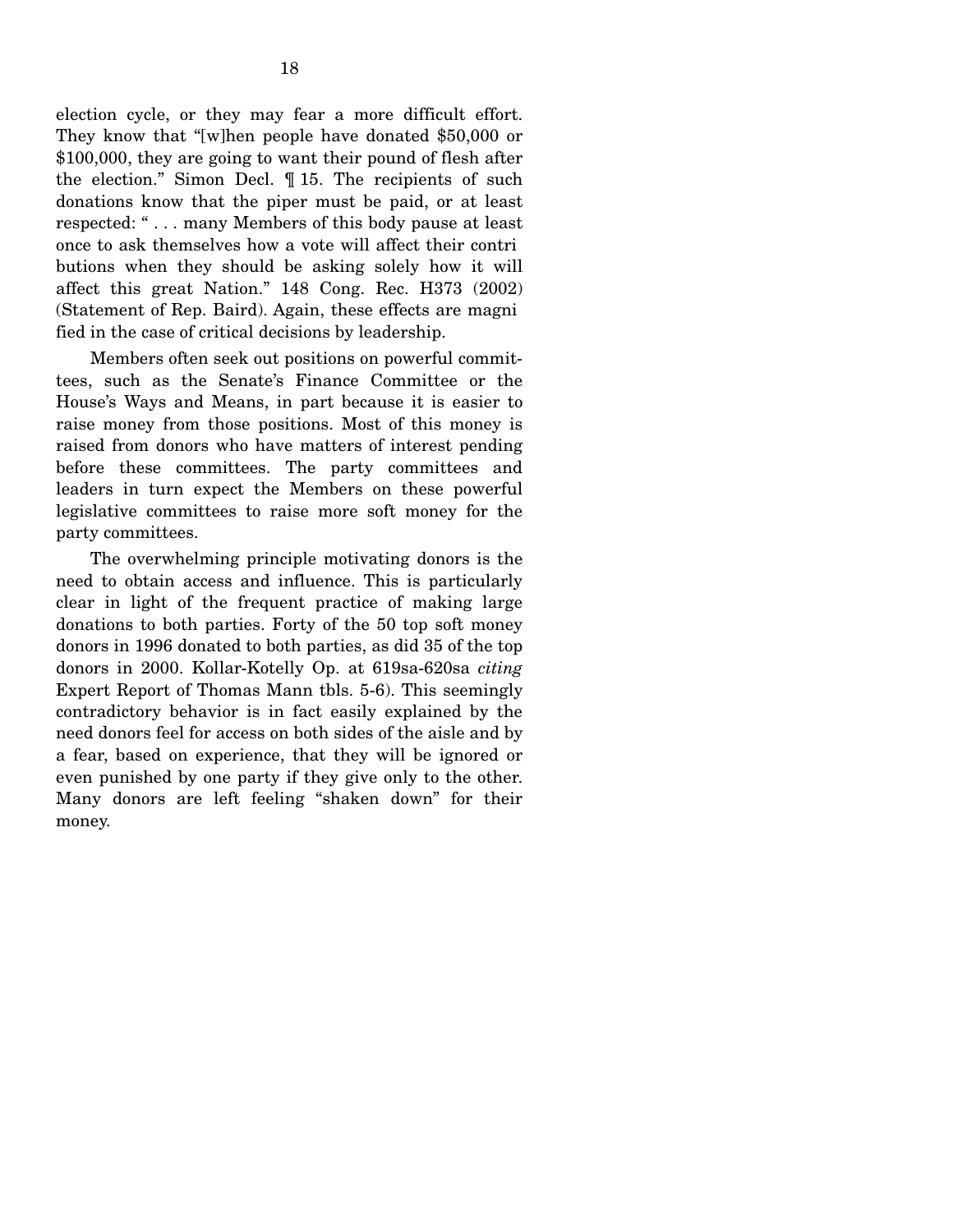election cycle, or they may fear a more difficult effort. They know that "[w]hen people have donated $50,000 or $100,000, they are going to want their pound of flesh after the election." Simon Decl. ¶ 15. The recipients of such donations know that the piper must be paid, or at least respected: " . . . many Members of this body pause at least once to ask themselves how a vote will affect their contributions when they should be asking solely how it will affect this great Nation." 148 Cong. Rec. H373 (2002) (Statement of Rep. Baird). Again, these effects are magnified in the case of critical decisions by leadership.

Members often seek out positions on powerful committees, such as the Senate's Finance Committee or the House's Ways and Means, in part because it is easier to raise money from those positions. Most of this money is raised from donors who have matters of interest pending before these committees. The party committees and leaders in turn expect the Members on these powerful legislative committees to raise more soft money for the party committees.

The overwhelming principle motivating donors is the need to obtain access and influence. This is particularly clear in light of the frequent practice of making large donations to both parties. Forty of the 50 top soft money donors in 1996 donated to both parties, as did 35 of the top donors in 2000. Kollar-Kotelly Op. at 619sa-620sa *citing* Expert Report of Thomas Mann tbls. 5-6). This seemingly contradictory behavior is in fact easily explained by the need donors feel for access on both sides of the aisle and by a fear, based on experience, that they will be ignored or even punished by one party if they give only to the other. Many donors are left feeling "shaken down" for their money.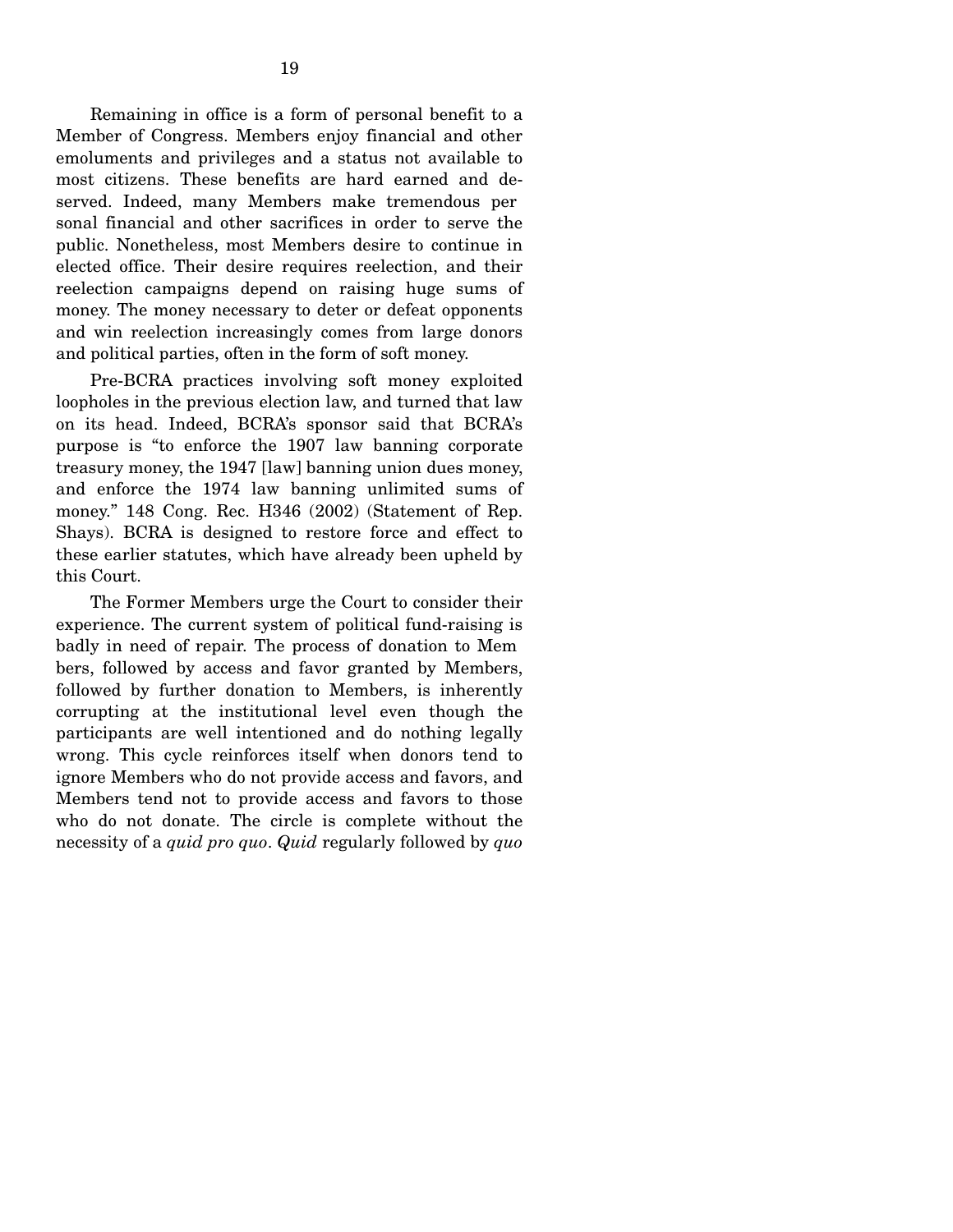Remaining in office is a form of personal benefit to a Member of Congress. Members enjoy financial and other emoluments and privileges and a status not available to most citizens. These benefits are hard earned and deserved. Indeed, many Members make tremendous personal financial and other sacrifices in order to serve the public. Nonetheless, most Members desire to continue in elected office. Their desire requires reelection, and their reelection campaigns depend on raising huge sums of money. The money necessary to deter or defeat opponents and win reelection increasingly comes from large donors and political parties, often in the form of soft money.

Pre-BCRA practices involving soft money exploited loopholes in the previous election law, and turned that law on its head. Indeed, BCRA's sponsor said that BCRA's purpose is "to enforce the 1907 law banning corporate treasury money, the 1947 [law] banning union dues money, and enforce the 1974 law banning unlimited sums of money." 148 Cong. Rec. H346 (2002) (Statement of Rep. Shays). BCRA is designed to restore force and effect to these earlier statutes, which have already been upheld by this Court.

The Former Members urge the Court to consider their experience. The current system of political fund-raising is badly in need of repair. The process of donation to Members, followed by access and favor granted by Members, followed by further donation to Members, is inherently corrupting at the institutional level even though the participants are well intentioned and do nothing legally wrong. This cycle reinforces itself when donors tend to ignore Members who do not provide access and favors, and Members tend not to provide access and favors to those who do not donate. The circle is complete without the necessity of a *quid pro quo*. *Quid* regularly followed by *quo*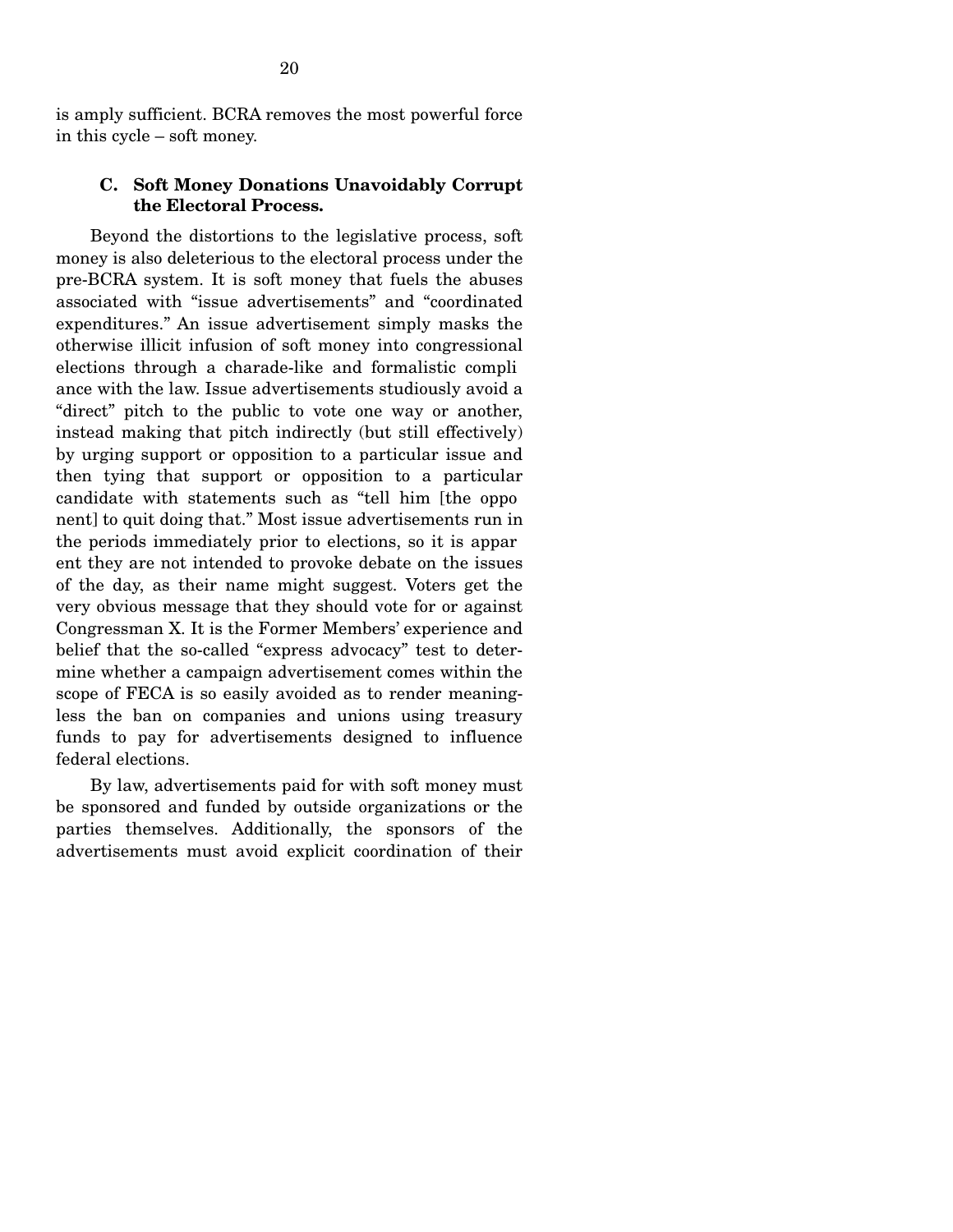is amply sufficient. BCRA removes the most powerful force in this cycle – soft money.

### C. Soft Money Donations Unavoidably Corrupt the Electoral Process.

Beyond the distortions to the legislative process, soft money is also deleterious to the electoral process under the pre-BCRA system. It is soft money that fuels the abuses associated with "issue advertisements" and "coordinated expenditures." An issue advertisement simply masks the otherwise illicit infusion of soft money into congressional elections through a charade-like and formalistic compliance with the law. Issue advertisements studiously avoid a "direct" pitch to the public to vote one way or another, instead making that pitch indirectly (but still effectively) by urging support or opposition to a particular issue and then tying that support or opposition to a particular candidate with statements such as "tell him [the opponent] to quit doing that." Most issue advertisements run in the periods immediately prior to elections, so it is apparent they are not intended to provoke debate on the issues of the day, as their name might suggest. Voters get the very obvious message that they should vote for or against Congressman X. It is the Former Members' experience and belief that the so-called "express advocacy" test to determine whether a campaign advertisement comes within the scope of FECA is so easily avoided as to render meaningless the ban on companies and unions using treasury funds to pay for advertisements designed to influence federal elections.

By law, advertisements paid for with soft money must be sponsored and funded by outside organizations or the parties themselves. Additionally, the sponsors of the advertisements must avoid explicit coordination of their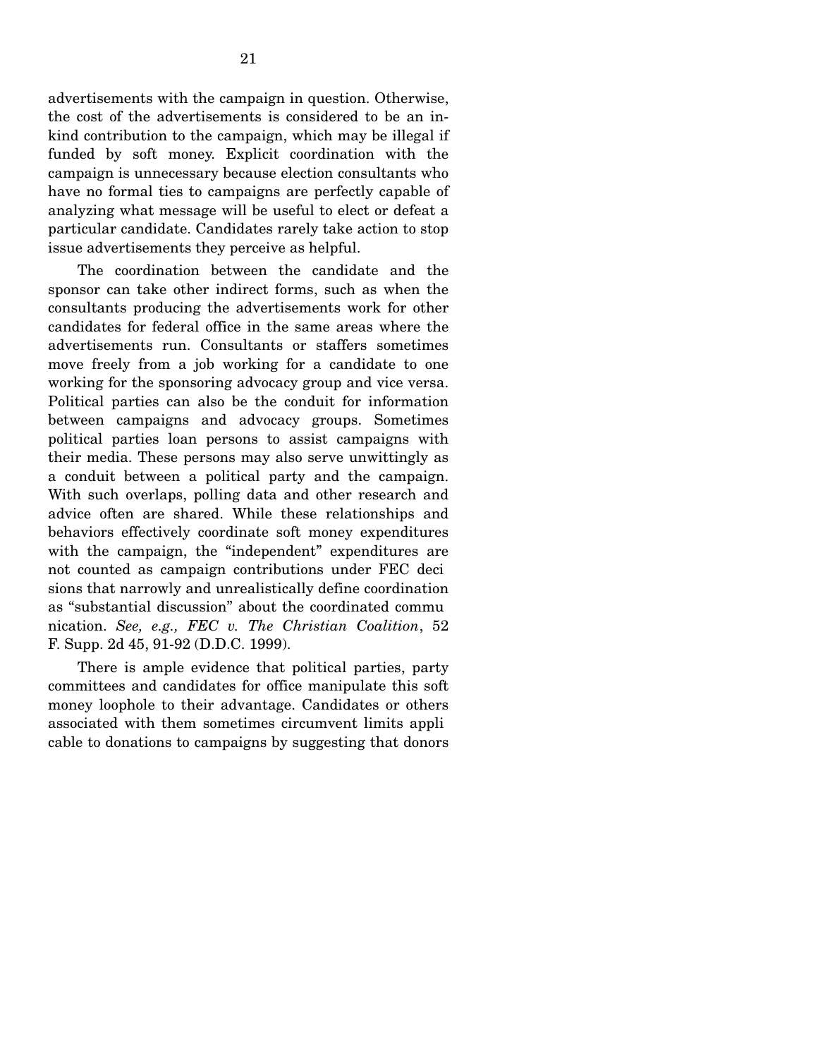advertisements with the campaign in question. Otherwise, the cost of the advertisements is considered to be an in-kind contribution to the campaign, which may be illegal if funded by soft money. Explicit coordination with the campaign is unnecessary because election consultants who have no formal ties to campaigns are perfectly capable of analyzing what message will be useful to elect or defeat a particular candidate. Candidates rarely take action to stop issue advertisements they perceive as helpful.

The coordination between the candidate and the sponsor can take other indirect forms, such as when the consultants producing the advertisements work for other candidates for federal office in the same areas where the advertisements run. Consultants or staffers sometimes move freely from a job working for a candidate to one working for the sponsoring advocacy group and vice versa. Political parties can also be the conduit for information between campaigns and advocacy groups. Sometimes political parties loan persons to assist campaigns with their media. These persons may also serve unwittingly as a conduit between a political party and the campaign. With such overlaps, polling data and other research and advice often are shared. While these relationships and behaviors effectively coordinate soft money expenditures with the campaign, the "independent" expenditures are not counted as campaign contributions under FEC decisions that narrowly and unrealistically define coordination as "substantial discussion" about the coordinated communication. *See, e.g., FEC v. The Christian Coalition*, 52 F. Supp. 2d 45, 91-92 (D.D.C. 1999).

There is ample evidence that political parties, party committees and candidates for office manipulate this soft money loophole to their advantage. Candidates or others associated with them sometimes circumvent limits applicable to donations to campaigns by suggesting that donors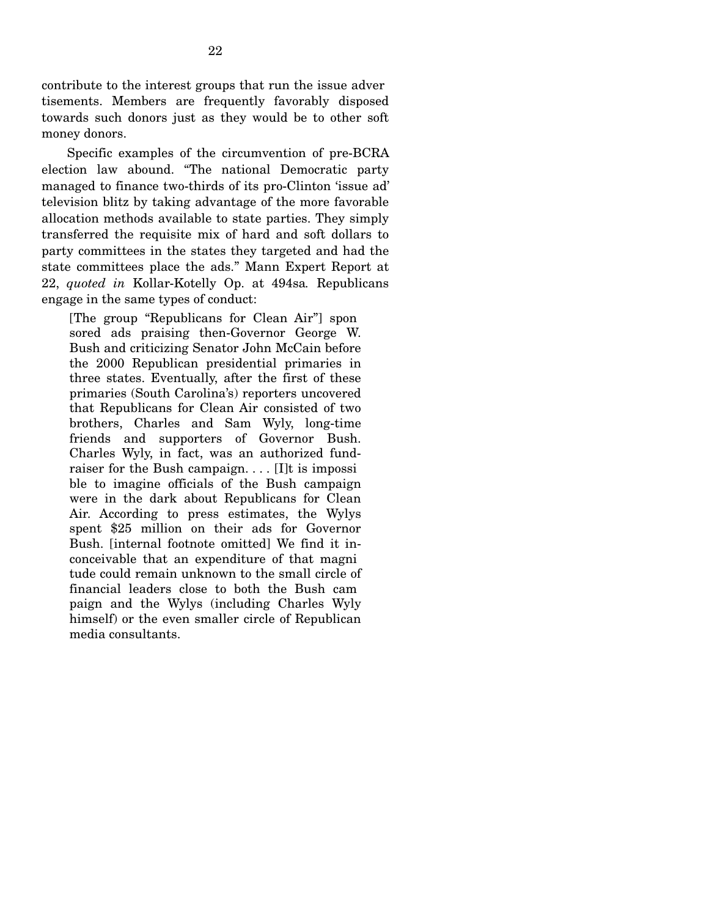contribute to the interest groups that run the issue advertisements. Members are frequently favorably disposed towards such donors just as they would be to other soft money donors.

Specific examples of the circumvention of pre-BCRA election law abound. "The national Democratic party managed to finance two-thirds of its pro-Clinton 'issue ad' television blitz by taking advantage of the more favorable allocation methods available to state parties. They simply transferred the requisite mix of hard and soft dollars to party committees in the states they targeted and had the state committees place the ads." Mann Expert Report at 22, *quoted in* Kollar-Kotelly Op. at 494sa. Republicans engage in the same types of conduct:

> [The group "Republicans for Clean Air"] sponsored ads praising then-Governor George W. Bush and criticizing Senator John McCain before the 2000 Republican presidential primaries in three states. Eventually, after the first of these primaries (South Carolina's) reporters uncovered that Republicans for Clean Air consisted of two brothers, Charles and Sam Wyly, long-time friends and supporters of Governor Bush. Charles Wyly, in fact, was an authorized fund-raiser for the Bush campaign. . . . [I]t is impossible to imagine officials of the Bush campaign were in the dark about Republicans for Clean Air. According to press estimates, the Wylys spent $25 million on their ads for Governor Bush. [internal footnote omitted] We find it inconceivable that an expenditure of that magnitude could remain unknown to the small circle of financial leaders close to both the Bush campaign and the Wylys (including Charles Wyly himself) or the even smaller circle of Republican media consultants.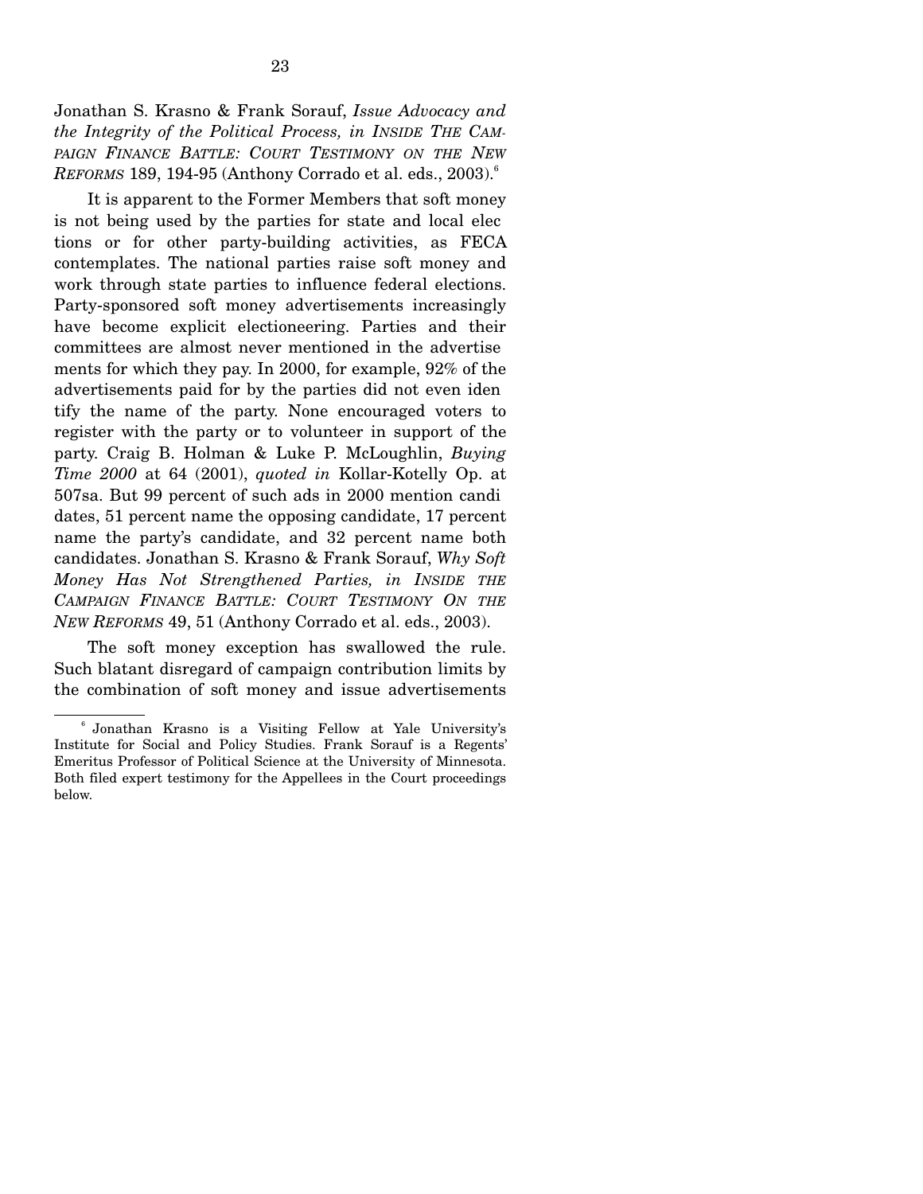Jonathan S. Krasno & Frank Sorauf, *Issue Advocacy and the Integrity of the Political Process, in INSIDE THE CAMPAIGN FINANCE BATTLE: COURT TESTIMONY ON THE NEW REFORMS* 189, 194-95 (Anthony Corrado et al. eds., 2003).[6]

It is apparent to the Former Members that soft money is not being used by the parties for state and local elections or for other party-building activities, as FECA contemplates. The national parties raise soft money and work through state parties to influence federal elections. Party-sponsored soft money advertisements increasingly have become explicit electioneering. Parties and their committees are almost never mentioned in the advertisements for which they pay. In 2000, for example, 92% of the advertisements paid for by the parties did not even identify the name of the party. None encouraged voters to register with the party or to volunteer in support of the party. Craig B. Holman & Luke P. McLoughlin, *Buying Time 2000* at 64 (2001), *quoted in* Kollar-Kotelly Op. at 507sa. But 99 percent of such ads in 2000 mention candidates, 51 percent name the opposing candidate, 17 percent name the party's candidate, and 32 percent name both candidates. Jonathan S. Krasno & Frank Sorauf, *Why Soft Money Has Not Strengthened Parties, in INSIDE THE CAMPAIGN FINANCE BATTLE: COURT TESTIMONY ON THE NEW REFORMS* 49, 51 (Anthony Corrado et al. eds., 2003).

The soft money exception has swallowed the rule. Such blatant disregard of campaign contribution limits by the combination of soft money and issue advertisements

---

[6] Jonathan Krasno is a Visiting Fellow at Yale University's Institute for Social and Policy Studies. Frank Sorauf is a Regents' Emeritus Professor of Political Science at the University of Minnesota. Both filed expert testimony for the Appellees in the Court proceedings below.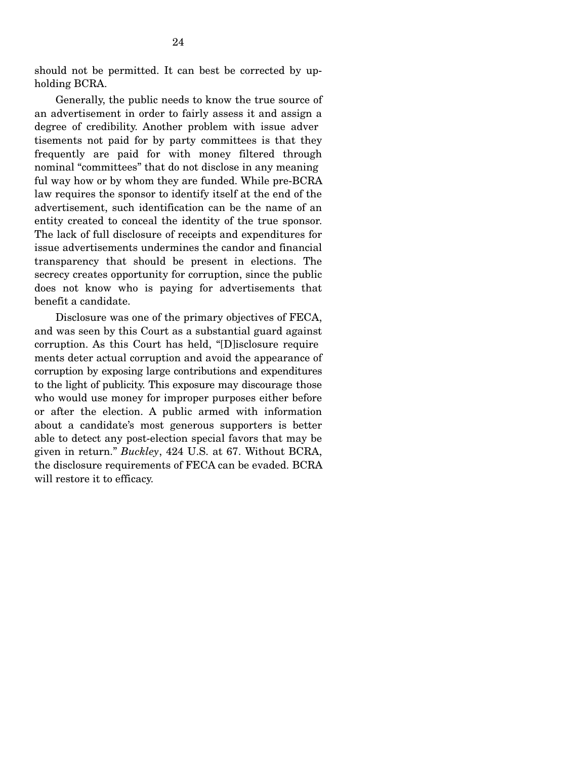should not be permitted. It can best be corrected by upholding BCRA.

Generally, the public needs to know the true source of an advertisement in order to fairly assess it and assign a degree of credibility. Another problem with issue advertisements not paid for by party committees is that they frequently are paid for with money filtered through nominal "committees" that do not disclose in any meaningful way how or by whom they are funded. While pre-BCRA law requires the sponsor to identify itself at the end of the advertisement, such identification can be the name of an entity created to conceal the identity of the true sponsor. The lack of full disclosure of receipts and expenditures for issue advertisements undermines the candor and financial transparency that should be present in elections. The secrecy creates opportunity for corruption, since the public does not know who is paying for advertisements that benefit a candidate.

Disclosure was one of the primary objectives of FECA, and was seen by this Court as a substantial guard against corruption. As this Court has held, "[D]isclosure requirements deter actual corruption and avoid the appearance of corruption by exposing large contributions and expenditures to the light of publicity. This exposure may discourage those who would use money for improper purposes either before or after the election. A public armed with information about a candidate's most generous supporters is better able to detect any post-election special favors that may be given in return." *Buckley*, 424 U.S. at 67. Without BCRA, the disclosure requirements of FECA can be evaded. BCRA will restore it to efficacy.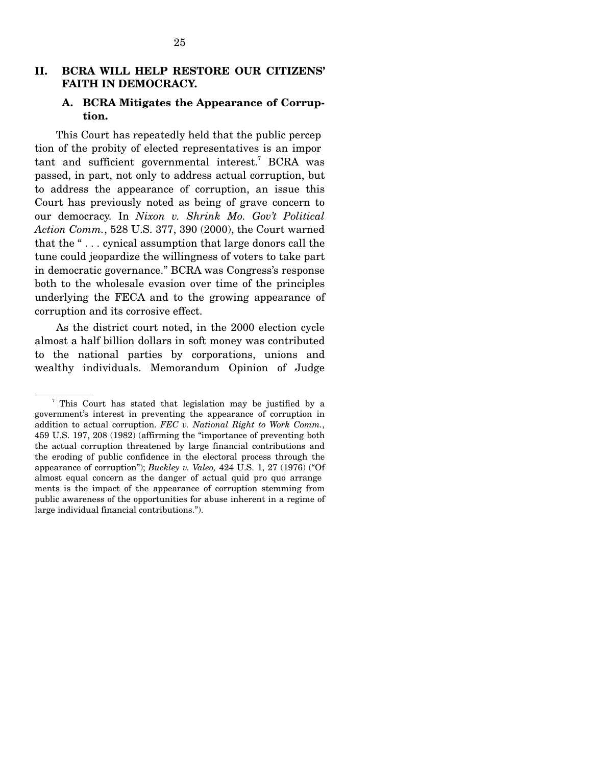## II. BCRA WILL HELP RESTORE OUR CITIZENS' FAITH IN DEMOCRACY.

### A. BCRA Mitigates the Appearance of Corruption.

This Court has repeatedly held that the public perception of the probity of elected representatives is an important and sufficient governmental interest.[7] BCRA was passed, in part, not only to address actual corruption, but to address the appearance of corruption, an issue this Court has previously noted as being of grave concern to our democracy. In *Nixon v. Shrink Mo. Gov't Political Action Comm.*, 528 U.S. 377, 390 (2000), the Court warned that the " . . . cynical assumption that large donors call the tune could jeopardize the willingness of voters to take part in democratic governance." BCRA was Congress's response both to the wholesale evasion over time of the principles underlying the FECA and to the growing appearance of corruption and its corrosive effect.

As the district court noted, in the 2000 election cycle almost a half billion dollars in soft money was contributed to the national parties by corporations, unions and wealthy individuals. Memorandum Opinion of Judge

---

[7] This Court has stated that legislation may be justified by a government's interest in preventing the appearance of corruption in addition to actual corruption. *FEC v. National Right to Work Comm.*, 459 U.S. 197, 208 (1982) (affirming the "importance of preventing both the actual corruption threatened by large financial contributions and the eroding of public confidence in the electoral process through the appearance of corruption"); *Buckley v. Valeo,* 424 U.S. 1, 27 (1976) ("Of almost equal concern as the danger of actual quid pro quo arrangements is the impact of the appearance of corruption stemming from public awareness of the opportunities for abuse inherent in a regime of large individual financial contributions.").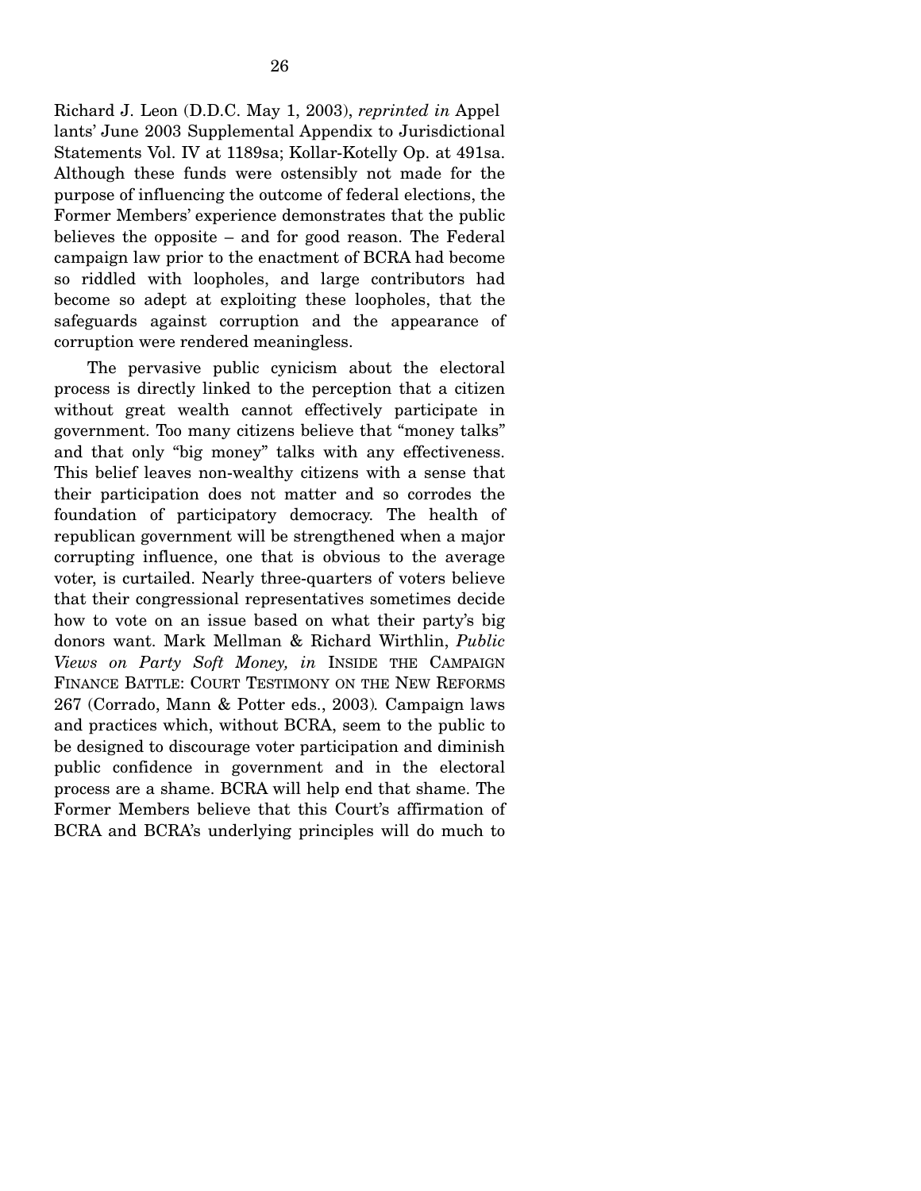Richard J. Leon (D.D.C. May 1, 2003), *reprinted in* Appellants' June 2003 Supplemental Appendix to Jurisdictional Statements Vol. IV at 1189sa; Kollar-Kotelly Op. at 491sa. Although these funds were ostensibly not made for the purpose of influencing the outcome of federal elections, the Former Members' experience demonstrates that the public believes the opposite – and for good reason. The Federal campaign law prior to the enactment of BCRA had become so riddled with loopholes, and large contributors had become so adept at exploiting these loopholes, that the safeguards against corruption and the appearance of corruption were rendered meaningless.

The pervasive public cynicism about the electoral process is directly linked to the perception that a citizen without great wealth cannot effectively participate in government. Too many citizens believe that "money talks" and that only "big money" talks with any effectiveness. This belief leaves non-wealthy citizens with a sense that their participation does not matter and so corrodes the foundation of participatory democracy. The health of republican government will be strengthened when a major corrupting influence, one that is obvious to the average voter, is curtailed. Nearly three-quarters of voters believe that their congressional representatives sometimes decide how to vote on an issue based on what their party's big donors want. Mark Mellman & Richard Wirthlin, *Public Views on Party Soft Money, in* INSIDE THE CAMPAIGN FINANCE BATTLE: COURT TESTIMONY ON THE NEW REFORMS 267 (Corrado, Mann & Potter eds., 2003). Campaign laws and practices which, without BCRA, seem to the public to be designed to discourage voter participation and diminish public confidence in government and in the electoral process are a shame. BCRA will help end that shame. The Former Members believe that this Court's affirmation of BCRA and BCRA's underlying principles will do much to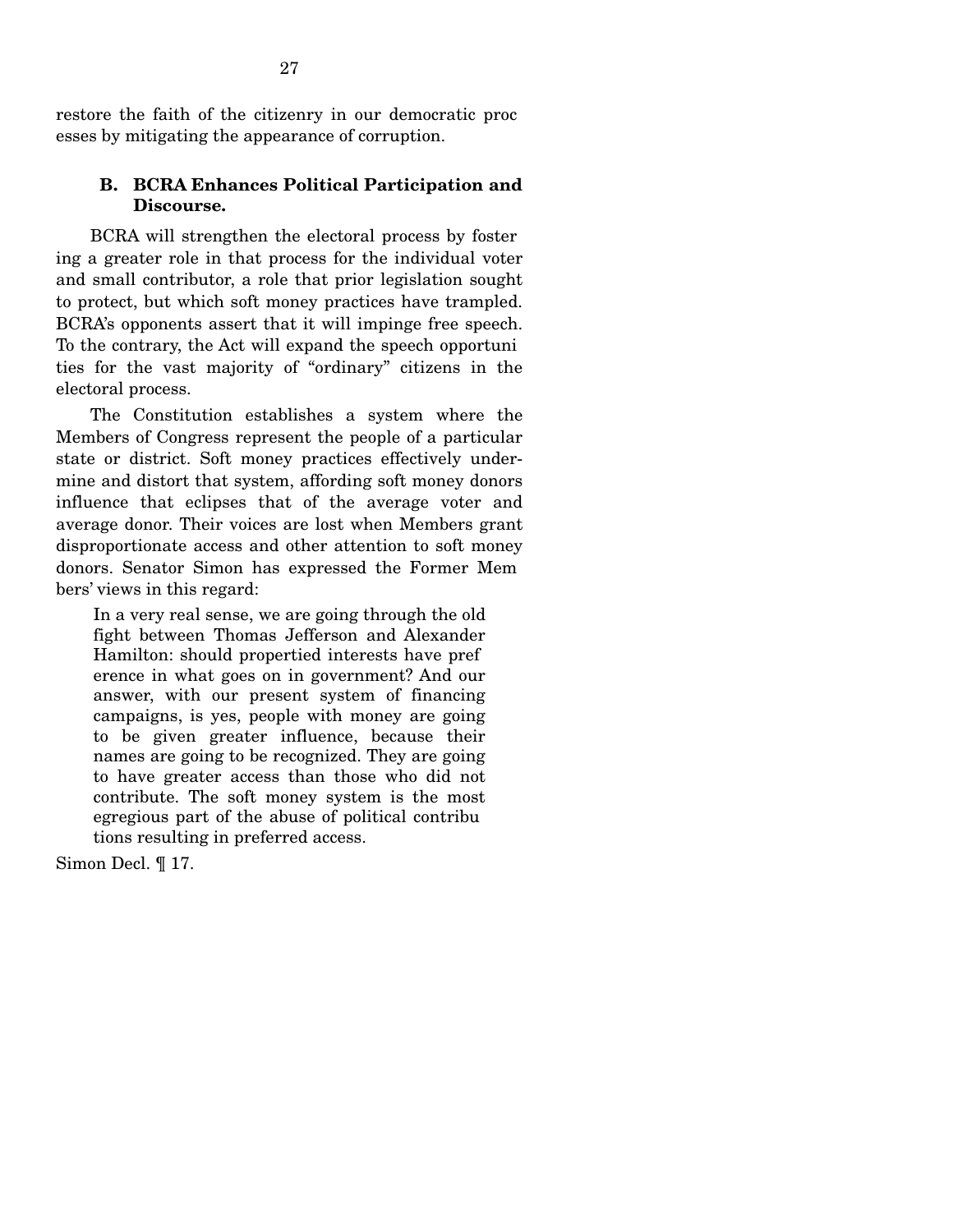restore the faith of the citizenry in our democratic processes by mitigating the appearance of corruption.

### B. BCRA Enhances Political Participation and Discourse.

BCRA will strengthen the electoral process by fostering a greater role in that process for the individual voter and small contributor, a role that prior legislation sought to protect, but which soft money practices have trampled. BCRA's opponents assert that it will impinge free speech. To the contrary, the Act will expand the speech opportunities for the vast majority of "ordinary" citizens in the electoral process.

The Constitution establishes a system where the Members of Congress represent the people of a particular state or district. Soft money practices effectively undermine and distort that system, affording soft money donors influence that eclipses that of the average voter and average donor. Their voices are lost when Members grant disproportionate access and other attention to soft money donors. Senator Simon has expressed the Former Members' views in this regard:

> In a very real sense, we are going through the old fight between Thomas Jefferson and Alexander Hamilton: should propertied interests have preference in what goes on in government? And our answer, with our present system of financing campaigns, is yes, people with money are going to be given greater influence, because their names are going to be recognized. They are going to have greater access than those who did not contribute. The soft money system is the most egregious part of the abuse of political contributions resulting in preferred access.

Simon Decl. ¶ 17.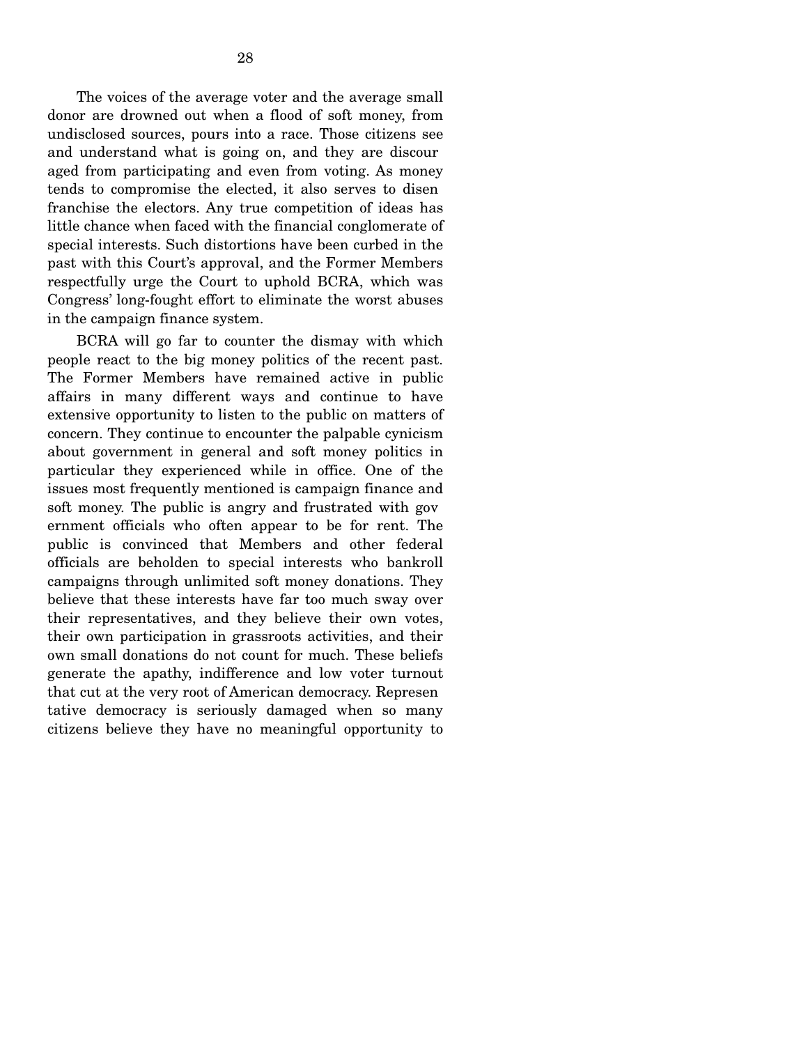The voices of the average voter and the average small donor are drowned out when a flood of soft money, from undisclosed sources, pours into a race. Those citizens see and understand what is going on, and they are discouraged from participating and even from voting. As money tends to compromise the elected, it also serves to disenfranchise the electors. Any true competition of ideas has little chance when faced with the financial conglomerate of special interests. Such distortions have been curbed in the past with this Court's approval, and the Former Members respectfully urge the Court to uphold BCRA, which was Congress' long-fought effort to eliminate the worst abuses in the campaign finance system.

BCRA will go far to counter the dismay with which people react to the big money politics of the recent past. The Former Members have remained active in public affairs in many different ways and continue to have extensive opportunity to listen to the public on matters of concern. They continue to encounter the palpable cynicism about government in general and soft money politics in particular they experienced while in office. One of the issues most frequently mentioned is campaign finance and soft money. The public is angry and frustrated with government officials who often appear to be for rent. The public is convinced that Members and other federal officials are beholden to special interests who bankroll campaigns through unlimited soft money donations. They believe that these interests have far too much sway over their representatives, and they believe their own votes, their own participation in grassroots activities, and their own small donations do not count for much. These beliefs generate the apathy, indifference and low voter turnout that cut at the very root of American democracy. Representative democracy is seriously damaged when so many citizens believe they have no meaningful opportunity to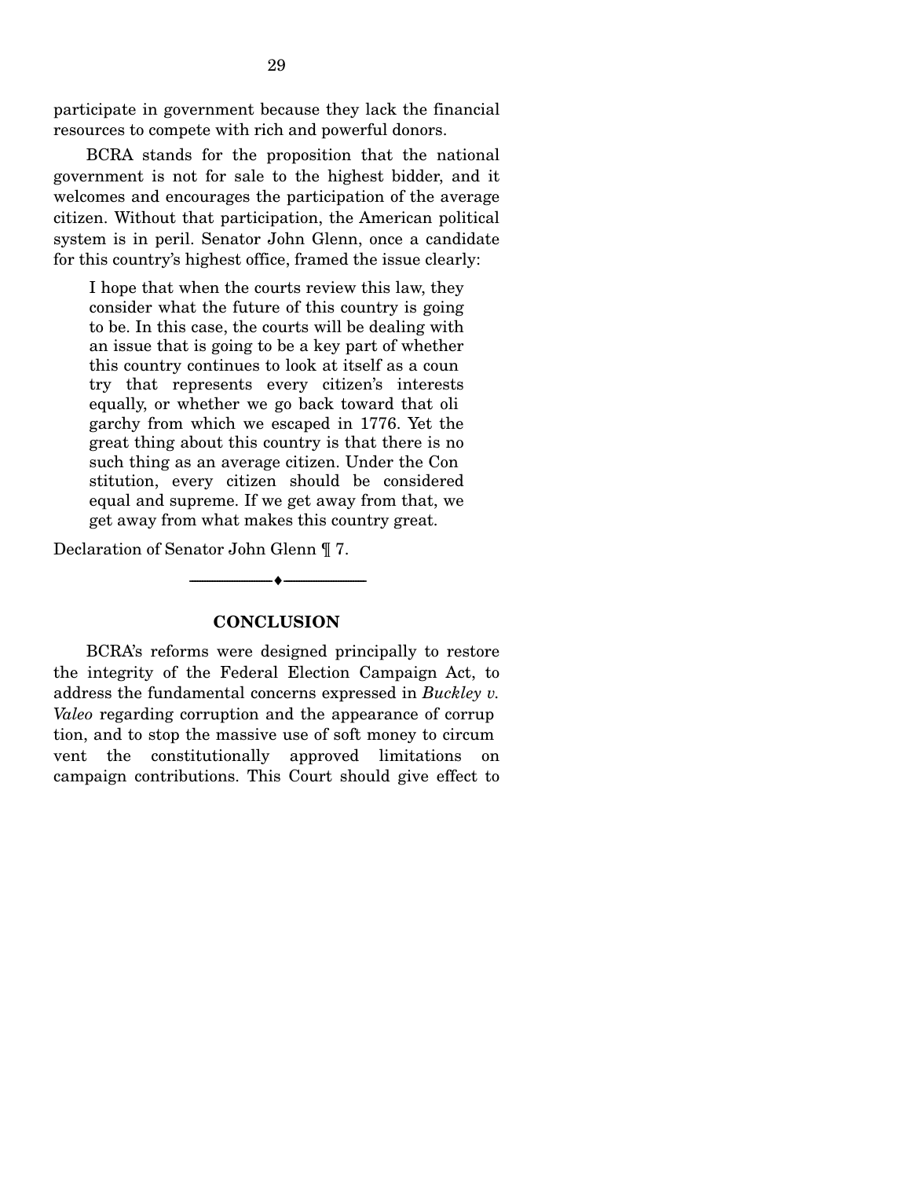participate in government because they lack the financial resources to compete with rich and powerful donors.

BCRA stands for the proposition that the national government is not for sale to the highest bidder, and it welcomes and encourages the participation of the average citizen. Without that participation, the American political system is in peril. Senator John Glenn, once a candidate for this country's highest office, framed the issue clearly:

> I hope that when the courts review this law, they consider what the future of this country is going to be. In this case, the courts will be dealing with an issue that is going to be a key part of whether this country continues to look at itself as a country that represents every citizen's interests equally, or whether we go back toward that oligarchy from which we escaped in 1776. Yet the great thing about this country is that there is no such thing as an average citizen. Under the Constitution, every citizen should be considered equal and supreme. If we get away from that, we get away from what makes this country great.

Declaration of Senator John Glenn ¶ 7.

---

## CONCLUSION

BCRA's reforms were designed principally to restore the integrity of the Federal Election Campaign Act, to address the fundamental concerns expressed in *Buckley v. Valeo* regarding corruption and the appearance of corruption, and to stop the massive use of soft money to circumvent the constitutionally approved limitations on campaign contributions. This Court should give effect to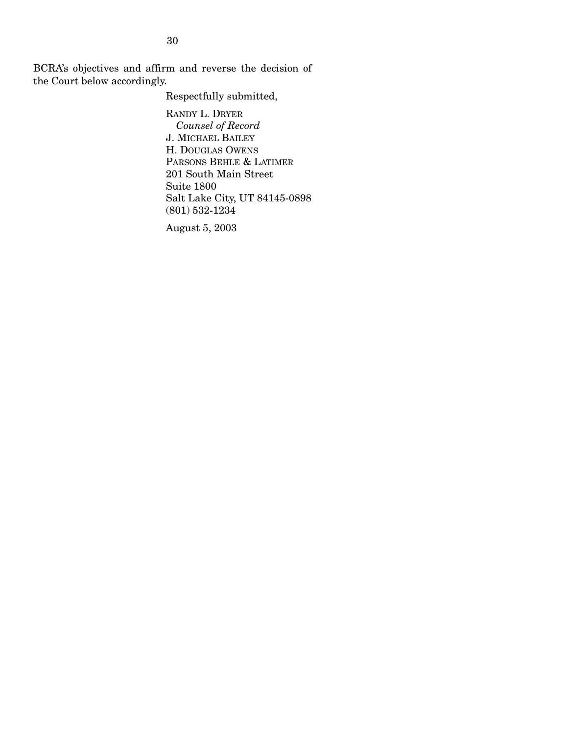BCRA's objectives and affirm and reverse the decision of the Court below accordingly.

Respectfully submitted,

RANDY L. DRYER
*Counsel of Record*
J. MICHAEL BAILEY
H. DOUGLAS OWENS
PARSONS BEHLE & LATIMER
201 South Main Street
Suite 1800
Salt Lake City, UT 84145-0898
(801) 532-1234

August 5, 2003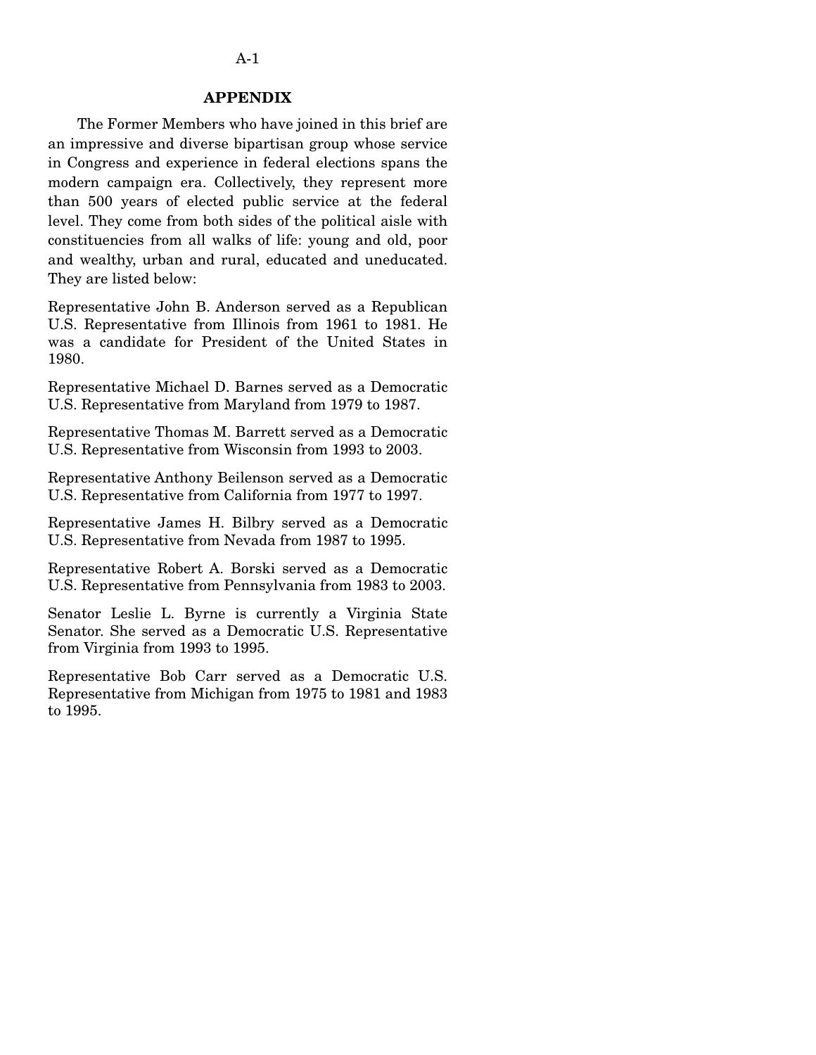## APPENDIX

The Former Members who have joined in this brief are an impressive and diverse bipartisan group whose service in Congress and experience in federal elections spans the modern campaign era. Collectively, they represent more than 500 years of elected public service at the federal level. They come from both sides of the political aisle with constituencies from all walks of life: young and old, poor and wealthy, urban and rural, educated and uneducated. They are listed below:

Representative John B. Anderson served as a Republican U.S. Representative from Illinois from 1961 to 1981. He was a candidate for President of the United States in 1980.

Representative Michael D. Barnes served as a Democratic U.S. Representative from Maryland from 1979 to 1987.

Representative Thomas M. Barrett served as a Democratic U.S. Representative from Wisconsin from 1993 to 2003.

Representative Anthony Beilenson served as a Democratic U.S. Representative from California from 1977 to 1997.

Representative James H. Bilbry served as a Democratic U.S. Representative from Nevada from 1987 to 1995.

Representative Robert A. Borski served as a Democratic U.S. Representative from Pennsylvania from 1983 to 2003.

Senator Leslie L. Byrne is currently a Virginia State Senator. She served as a Democratic U.S. Representative from Virginia from 1993 to 1995.

Representative Bob Carr served as a Democratic U.S. Representative from Michigan from 1975 to 1981 and 1983 to 1995.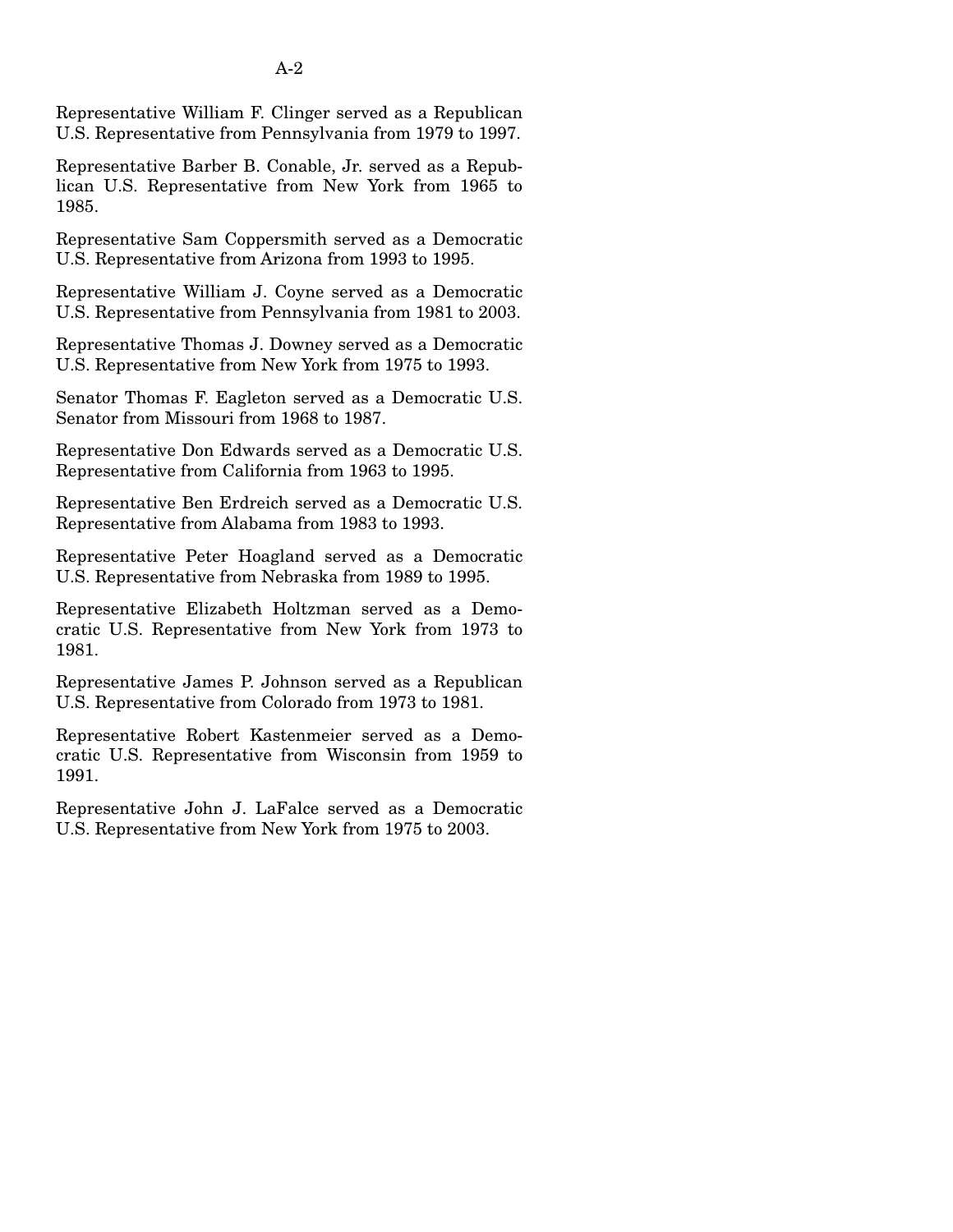Representative William F. Clinger served as a Republican U.S. Representative from Pennsylvania from 1979 to 1997.

Representative Barber B. Conable, Jr. served as a Republican U.S. Representative from New York from 1965 to 1985.

Representative Sam Coppersmith served as a Democratic U.S. Representative from Arizona from 1993 to 1995.

Representative William J. Coyne served as a Democratic U.S. Representative from Pennsylvania from 1981 to 2003.

Representative Thomas J. Downey served as a Democratic U.S. Representative from New York from 1975 to 1993.

Senator Thomas F. Eagleton served as a Democratic U.S. Senator from Missouri from 1968 to 1987.

Representative Don Edwards served as a Democratic U.S. Representative from California from 1963 to 1995.

Representative Ben Erdreich served as a Democratic U.S. Representative from Alabama from 1983 to 1993.

Representative Peter Hoagland served as a Democratic U.S. Representative from Nebraska from 1989 to 1995.

Representative Elizabeth Holtzman served as a Democratic U.S. Representative from New York from 1973 to 1981.

Representative James P. Johnson served as a Republican U.S. Representative from Colorado from 1973 to 1981.

Representative Robert Kastenmeier served as a Democratic U.S. Representative from Wisconsin from 1959 to 1991.

Representative John J. LaFalce served as a Democratic U.S. Representative from New York from 1975 to 2003.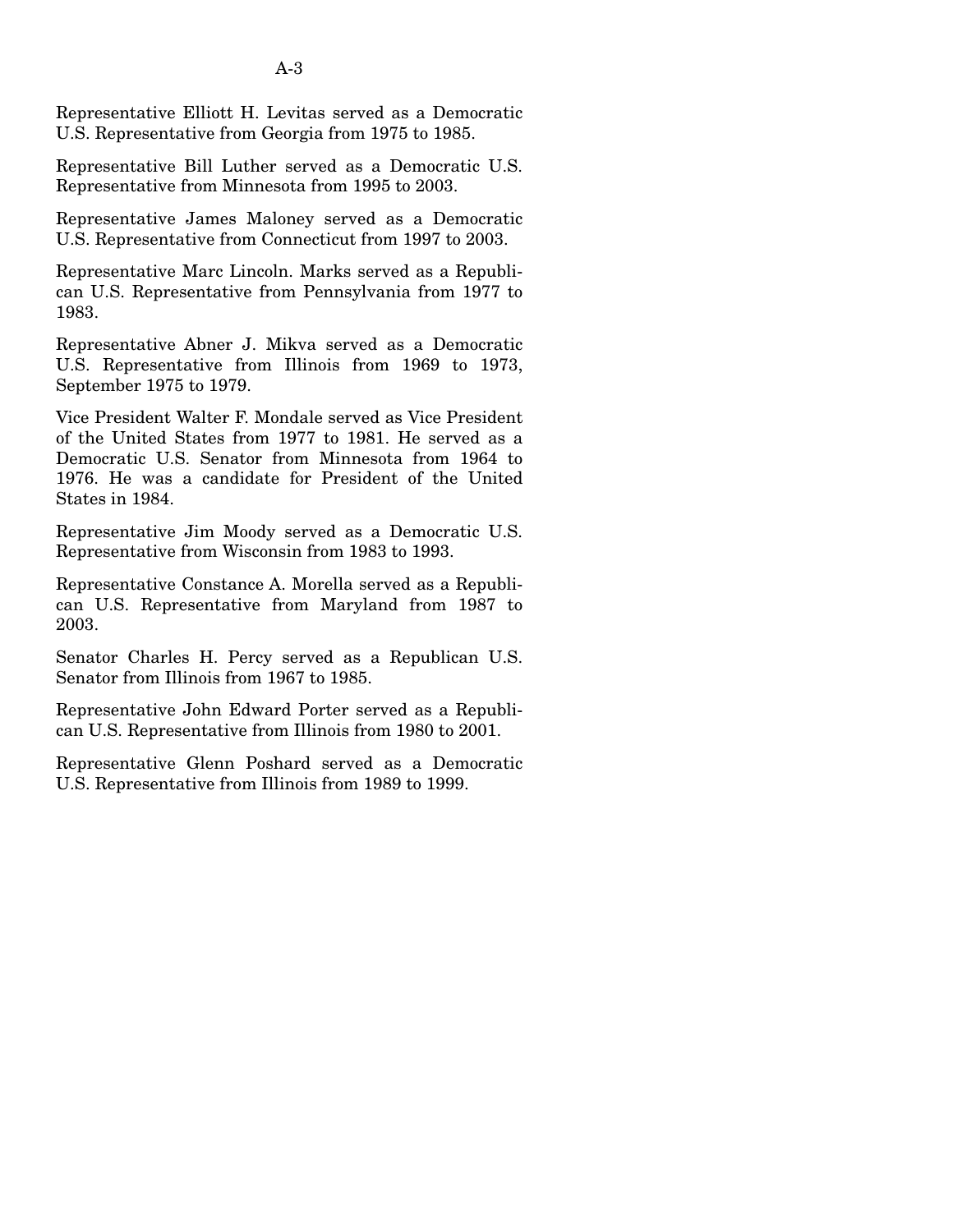Representative Elliott H. Levitas served as a Democratic U.S. Representative from Georgia from 1975 to 1985.

Representative Bill Luther served as a Democratic U.S. Representative from Minnesota from 1995 to 2003.

Representative James Maloney served as a Democratic U.S. Representative from Connecticut from 1997 to 2003.

Representative Marc Lincoln. Marks served as a Republican U.S. Representative from Pennsylvania from 1977 to 1983.

Representative Abner J. Mikva served as a Democratic U.S. Representative from Illinois from 1969 to 1973, September 1975 to 1979.

Vice President Walter F. Mondale served as Vice President of the United States from 1977 to 1981. He served as a Democratic U.S. Senator from Minnesota from 1964 to 1976. He was a candidate for President of the United States in 1984.

Representative Jim Moody served as a Democratic U.S. Representative from Wisconsin from 1983 to 1993.

Representative Constance A. Morella served as a Republican U.S. Representative from Maryland from 1987 to 2003.

Senator Charles H. Percy served as a Republican U.S. Senator from Illinois from 1967 to 1985.

Representative John Edward Porter served as a Republican U.S. Representative from Illinois from 1980 to 2001.

Representative Glenn Poshard served as a Democratic U.S. Representative from Illinois from 1989 to 1999.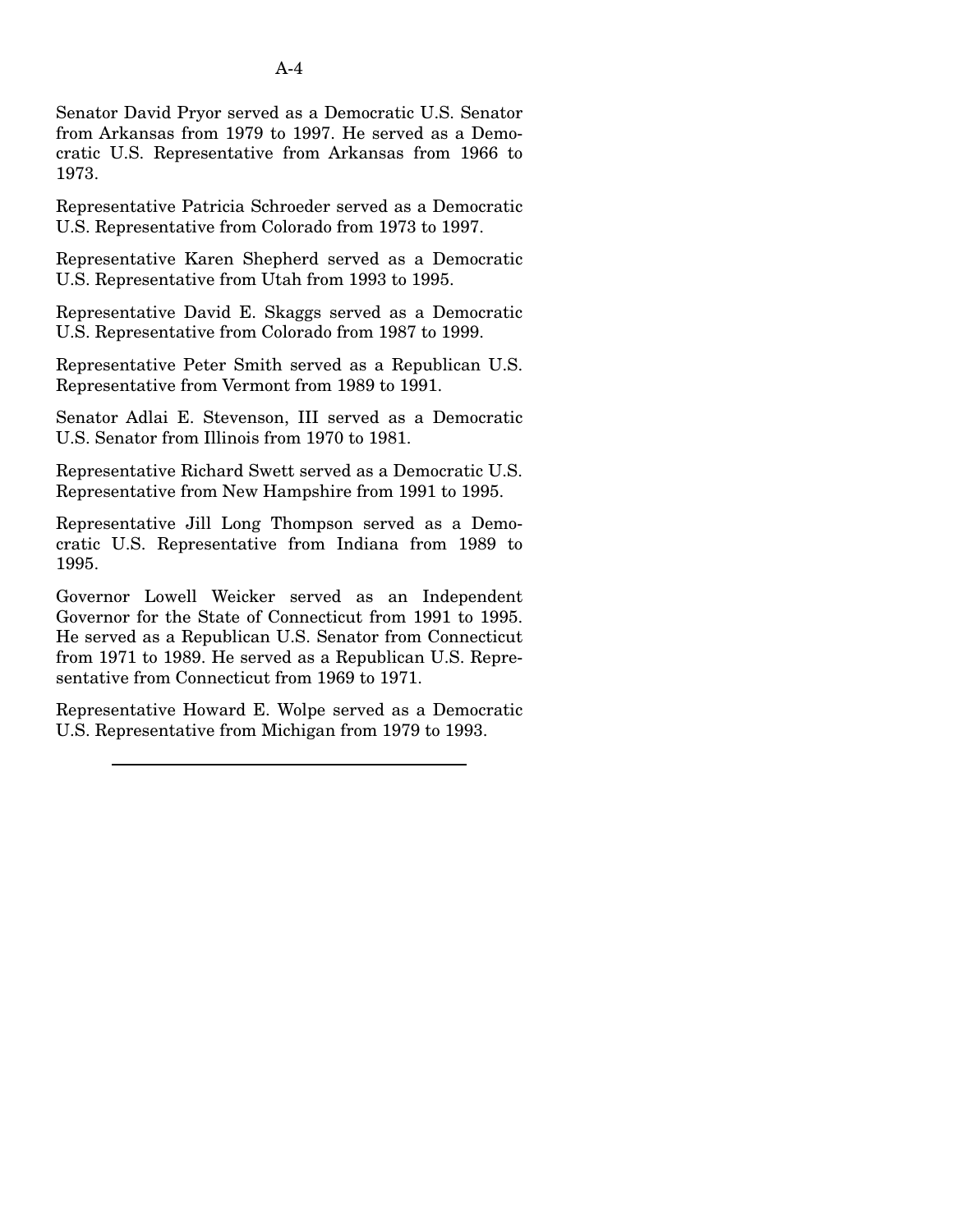Senator David Pryor served as a Democratic U.S. Senator from Arkansas from 1979 to 1997. He served as a Democratic U.S. Representative from Arkansas from 1966 to 1973.

Representative Patricia Schroeder served as a Democratic U.S. Representative from Colorado from 1973 to 1997.

Representative Karen Shepherd served as a Democratic U.S. Representative from Utah from 1993 to 1995.

Representative David E. Skaggs served as a Democratic U.S. Representative from Colorado from 1987 to 1999.

Representative Peter Smith served as a Republican U.S. Representative from Vermont from 1989 to 1991.

Senator Adlai E. Stevenson, III served as a Democratic U.S. Senator from Illinois from 1970 to 1981.

Representative Richard Swett served as a Democratic U.S. Representative from New Hampshire from 1991 to 1995.

Representative Jill Long Thompson served as a Democratic U.S. Representative from Indiana from 1989 to 1995.

Governor Lowell Weicker served as an Independent Governor for the State of Connecticut from 1991 to 1995. He served as a Republican U.S. Senator from Connecticut from 1971 to 1989. He served as a Republican U.S. Representative from Connecticut from 1969 to 1971.

Representative Howard E. Wolpe served as a Democratic U.S. Representative from Michigan from 1979 to 1993.